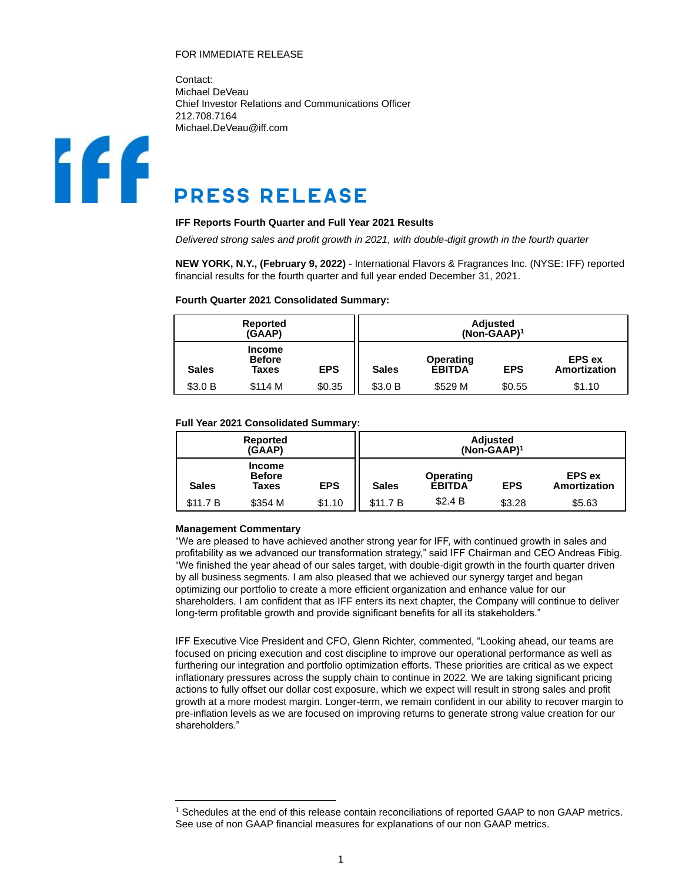FOR IMMEDIATE RELEASE

Contact:
Michael DeVeau
Chief Investor Relations and Communications Officer
212.708.7164
Michael.DeVeau@iff.com

# PRESS RELEASE

**IFF Reports Fourth Quarter and Full Year 2021 Results**

*Delivered strong sales and profit growth in 2021, with double-digit growth in the fourth quarter*

**NEW YORK, N.Y., (February 9, 2022)** - International Flavors & Fragrances Inc. (NYSE: IFF) reported financial results for the fourth quarter and full year ended December 31, 2021.

**Fourth Quarter 2021 Consolidated Summary:**

| Reported (GAAP) | | | Adjusted (Non-GAAP)[1] | | | |
|---|---|---|---|---|---|---|
| **Sales** | **Income Before Taxes** | **EPS** | **Sales** | **Operating EBITDA** | **EPS** | **EPS ex Amortization** |
| $3.0 B | $114 M | $0.35 | $3.0 B | $529 M | $0.55 | $1.10 |

**Full Year 2021 Consolidated Summary:**

| Reported (GAAP) | | | Adjusted (Non-GAAP)[1] | | | |
|---|---|---|---|---|---|---|
| **Sales** | **Income Before Taxes** | **EPS** | **Sales** | **Operating EBITDA** | **EPS** | **EPS ex Amortization** |
| $11.7 B | $354 M | $1.10 | $11.7 B | $2.4 B | $3.28 | $5.63 |

**Management Commentary**

"We are pleased to have achieved another strong year for IFF, with continued growth in sales and profitability as we advanced our transformation strategy," said IFF Chairman and CEO Andreas Fibig. "We finished the year ahead of our sales target, with double-digit growth in the fourth quarter driven by all business segments. I am also pleased that we achieved our synergy target and began optimizing our portfolio to create a more efficient organization and enhance value for our shareholders. I am confident that as IFF enters its next chapter, the Company will continue to deliver long-term profitable growth and provide significant benefits for all its stakeholders."

IFF Executive Vice President and CFO, Glenn Richter, commented, "Looking ahead, our teams are focused on pricing execution and cost discipline to improve our operational performance as well as furthering our integration and portfolio optimization efforts. These priorities are critical as we expect inflationary pressures across the supply chain to continue in 2022. We are taking significant pricing actions to fully offset our dollar cost exposure, which we expect will result in strong sales and profit growth at a more modest margin. Longer-term, we remain confident in our ability to recover margin to pre-inflation levels as we are focused on improving returns to generate strong value creation for our shareholders."

---

[1] Schedules at the end of this release contain reconciliations of reported GAAP to non GAAP metrics. See use of non GAAP financial measures for explanations of our non GAAP metrics.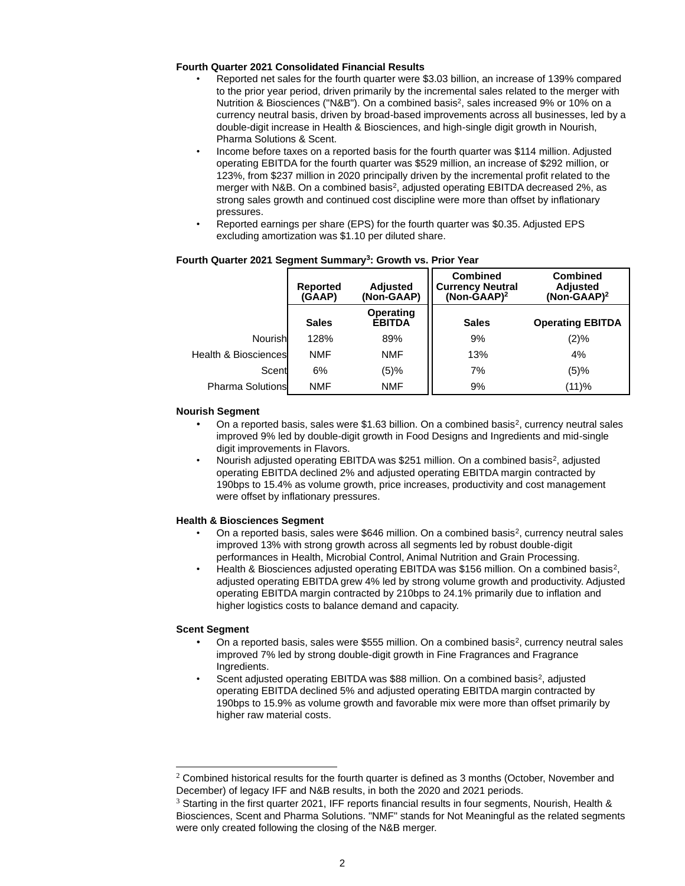**Fourth Quarter 2021 Consolidated Financial Results**

- Reported net sales for the fourth quarter were $3.03 billion, an increase of 139% compared to the prior year period, driven primarily by the incremental sales related to the merger with Nutrition & Biosciences ("N&B"). On a combined basis[2], sales increased 9% or 10% on a currency neutral basis, driven by broad-based improvements across all businesses, led by a double-digit increase in Health & Biosciences, and high-single digit growth in Nourish, Pharma Solutions & Scent.
- Income before taxes on a reported basis for the fourth quarter was $114 million. Adjusted operating EBITDA for the fourth quarter was $529 million, an increase of $292 million, or 123%, from $237 million in 2020 principally driven by the incremental profit related to the merger with N&B. On a combined basis[2], adjusted operating EBITDA decreased 2%, as strong sales growth and continued cost discipline were more than offset by inflationary pressures.
- Reported earnings per share (EPS) for the fourth quarter was $0.35. Adjusted EPS excluding amortization was $1.10 per diluted share.

**Fourth Quarter 2021 Segment Summary[3]: Growth vs. Prior Year**

| | Reported (GAAP) | Adjusted (Non-GAAP) | Combined Currency Neutral (Non-GAAP)[2] | Combined Adjusted (Non-GAAP)[2] |
|---|---|---|---|---|
| | **Sales** | **Operating EBITDA** | **Sales** | **Operating EBITDA** |
| Nourish | 128% | 89% | 9% | (2)% |
| Health & Biosciences | NMF | NMF | 13% | 4% |
| Scent | 6% | (5)% | 7% | (5)% |
| Pharma Solutions | NMF | NMF | 9% | (11)% |

**Nourish Segment**

- On a reported basis, sales were $1.63 billion. On a combined basis[2], currency neutral sales improved 9% led by double-digit growth in Food Designs and Ingredients and mid-single digit improvements in Flavors.
- Nourish adjusted operating EBITDA was $251 million. On a combined basis[2], adjusted operating EBITDA declined 2% and adjusted operating EBITDA margin contracted by 190bps to 15.4% as volume growth, price increases, productivity and cost management were offset by inflationary pressures.

**Health & Biosciences Segment**

- On a reported basis, sales were $646 million. On a combined basis[2], currency neutral sales improved 13% with strong growth across all segments led by robust double-digit performances in Health, Microbial Control, Animal Nutrition and Grain Processing.
- Health & Biosciences adjusted operating EBITDA was $156 million. On a combined basis[2], adjusted operating EBITDA grew 4% led by strong volume growth and productivity. Adjusted operating EBITDA margin contracted by 210bps to 24.1% primarily due to inflation and higher logistics costs to balance demand and capacity.

**Scent Segment**

- On a reported basis, sales were $555 million. On a combined basis[2], currency neutral sales improved 7% led by strong double-digit growth in Fine Fragrances and Fragrance Ingredients.
- Scent adjusted operating EBITDA was $88 million. On a combined basis[2], adjusted operating EBITDA declined 5% and adjusted operating EBITDA margin contracted by 190bps to 15.9% as volume growth and favorable mix were more than offset primarily by higher raw material costs.

---

[2] Combined historical results for the fourth quarter is defined as 3 months (October, November and December) of legacy IFF and N&B results, in both the 2020 and 2021 periods.

[3] Starting in the first quarter 2021, IFF reports financial results in four segments, Nourish, Health & Biosciences, Scent and Pharma Solutions. "NMF" stands for Not Meaningful as the related segments were only created following the closing of the N&B merger.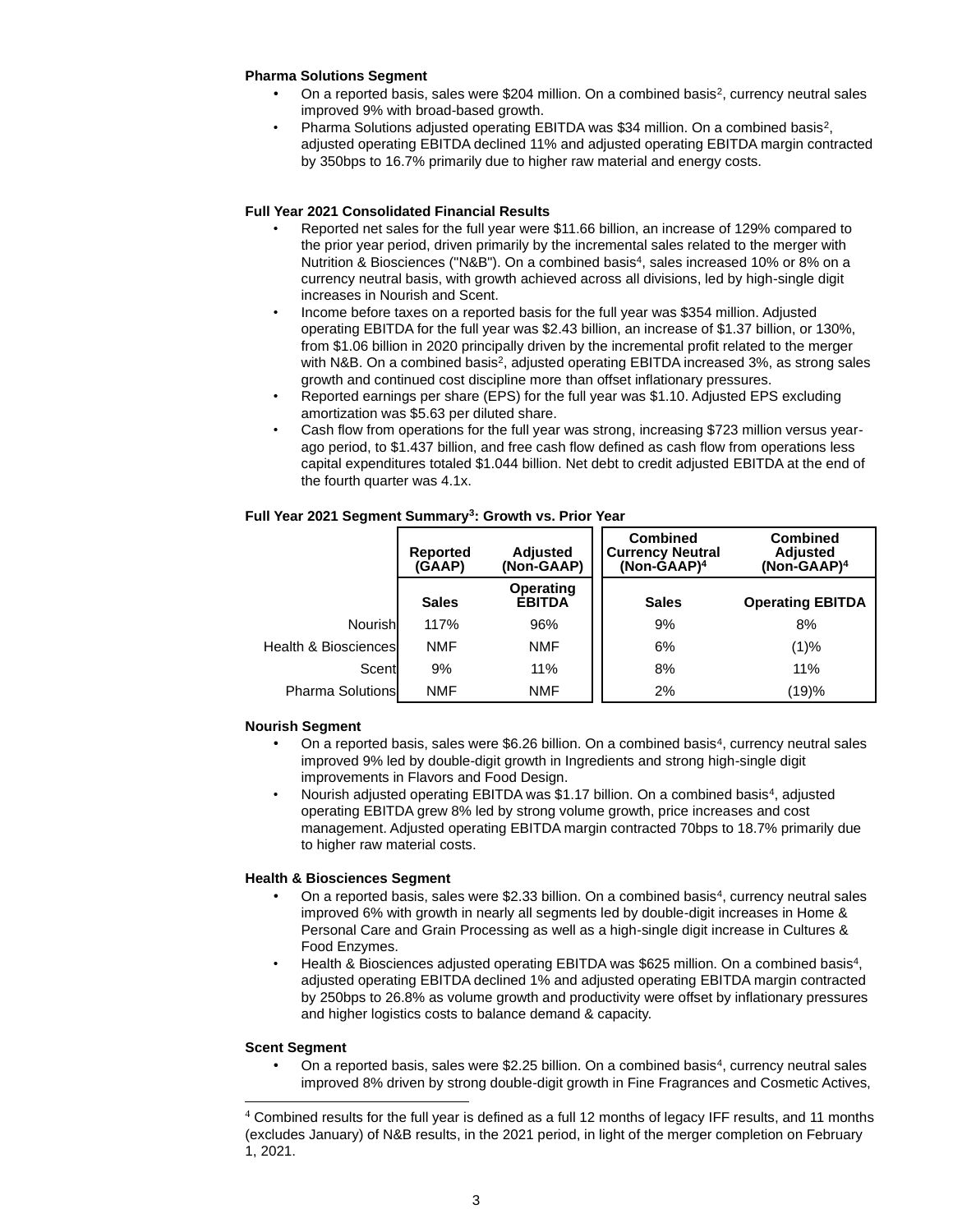**Pharma Solutions Segment**

- On a reported basis, sales were $204 million. On a combined basis[2], currency neutral sales improved 9% with broad-based growth.
- Pharma Solutions adjusted operating EBITDA was $34 million. On a combined basis[2], adjusted operating EBITDA declined 11% and adjusted operating EBITDA margin contracted by 350bps to 16.7% primarily due to higher raw material and energy costs.

**Full Year 2021 Consolidated Financial Results**

- Reported net sales for the full year were $11.66 billion, an increase of 129% compared to the prior year period, driven primarily by the incremental sales related to the merger with Nutrition & Biosciences ("N&B"). On a combined basis[4], sales increased 10% or 8% on a currency neutral basis, with growth achieved across all divisions, led by high-single digit increases in Nourish and Scent.
- Income before taxes on a reported basis for the full year was $354 million. Adjusted operating EBITDA for the full year was $2.43 billion, an increase of $1.37 billion, or 130%, from $1.06 billion in 2020 principally driven by the incremental profit related to the merger with N&B. On a combined basis[2], adjusted operating EBITDA increased 3%, as strong sales growth and continued cost discipline more than offset inflationary pressures.
- Reported earnings per share (EPS) for the full year was $1.10. Adjusted EPS excluding amortization was $5.63 per diluted share.
- Cash flow from operations for the full year was strong, increasing $723 million versus year-ago period, to $1.437 billion, and free cash flow defined as cash flow from operations less capital expenditures totaled $1.044 billion. Net debt to credit adjusted EBITDA at the end of the fourth quarter was 4.1x.

**Full Year 2021 Segment Summary[3]: Growth vs. Prior Year**

| | Reported (GAAP) | Adjusted (Non-GAAP) | Combined Currency Neutral (Non-GAAP)[4] | Combined Adjusted (Non-GAAP)[4] |
|---|---|---|---|---|
| | Sales | Operating EBITDA | Sales | Operating EBITDA |
| Nourish | 117% | 96% | 9% | 8% |
| Health & Biosciences | NMF | NMF | 6% | (1)% |
| Scent | 9% | 11% | 8% | 11% |
| Pharma Solutions | NMF | NMF | 2% | (19)% |

**Nourish Segment**

- On a reported basis, sales were $6.26 billion. On a combined basis[4], currency neutral sales improved 9% led by double-digit growth in Ingredients and strong high-single digit improvements in Flavors and Food Design.
- Nourish adjusted operating EBITDA was $1.17 billion. On a combined basis[4], adjusted operating EBITDA grew 8% led by strong volume growth, price increases and cost management. Adjusted operating EBITDA margin contracted 70bps to 18.7% primarily due to higher raw material costs.

**Health & Biosciences Segment**

- On a reported basis, sales were $2.33 billion. On a combined basis[4], currency neutral sales improved 6% with growth in nearly all segments led by double-digit increases in Home & Personal Care and Grain Processing as well as a high-single digit increase in Cultures & Food Enzymes.
- Health & Biosciences adjusted operating EBITDA was $625 million. On a combined basis[4], adjusted operating EBITDA declined 1% and adjusted operating EBITDA margin contracted by 250bps to 26.8% as volume growth and productivity were offset by inflationary pressures and higher logistics costs to balance demand & capacity.

**Scent Segment**

- On a reported basis, sales were $2.25 billion. On a combined basis[4], currency neutral sales improved 8% driven by strong double-digit growth in Fine Fragrances and Cosmetic Actives,

[4] Combined results for the full year is defined as a full 12 months of legacy IFF results, and 11 months (excludes January) of N&B results, in the 2021 period, in light of the merger completion on February 1, 2021.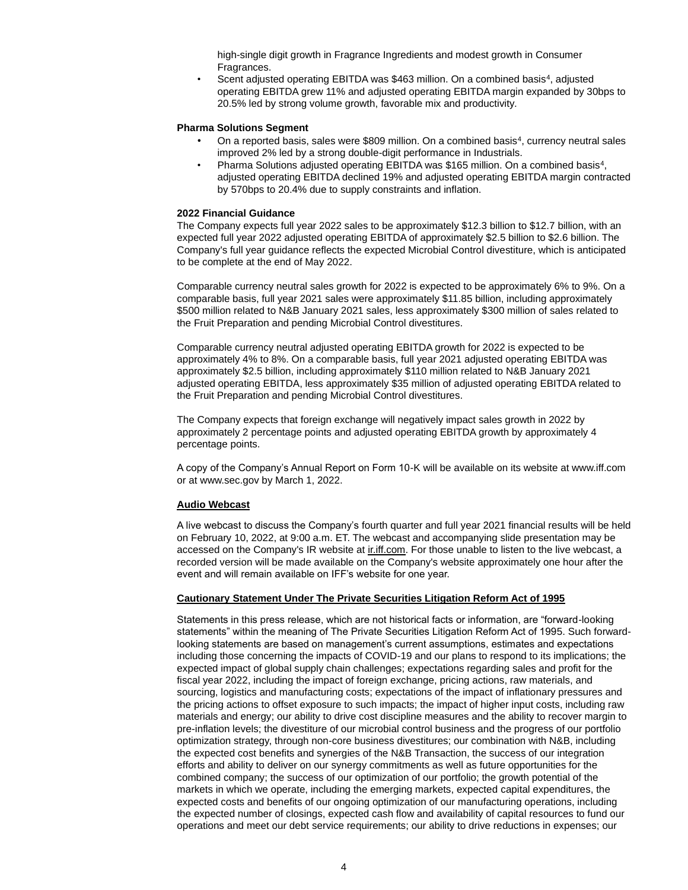high-single digit growth in Fragrance Ingredients and modest growth in Consumer Fragrances.

- Scent adjusted operating EBITDA was $463 million. On a combined basis[4], adjusted operating EBITDA grew 11% and adjusted operating EBITDA margin expanded by 30bps to 20.5% led by strong volume growth, favorable mix and productivity.

**Pharma Solutions Segment**

- On a reported basis, sales were $809 million. On a combined basis[4], currency neutral sales improved 2% led by a strong double-digit performance in Industrials.
- Pharma Solutions adjusted operating EBITDA was $165 million. On a combined basis[4], adjusted operating EBITDA declined 19% and adjusted operating EBITDA margin contracted by 570bps to 20.4% due to supply constraints and inflation.

**2022 Financial Guidance**

The Company expects full year 2022 sales to be approximately $12.3 billion to $12.7 billion, with an expected full year 2022 adjusted operating EBITDA of approximately $2.5 billion to $2.6 billion. The Company's full year guidance reflects the expected Microbial Control divestiture, which is anticipated to be complete at the end of May 2022.

Comparable currency neutral sales growth for 2022 is expected to be approximately 6% to 9%. On a comparable basis, full year 2021 sales were approximately $11.85 billion, including approximately $500 million related to N&B January 2021 sales, less approximately $300 million of sales related to the Fruit Preparation and pending Microbial Control divestitures.

Comparable currency neutral adjusted operating EBITDA growth for 2022 is expected to be approximately 4% to 8%. On a comparable basis, full year 2021 adjusted operating EBITDA was approximately $2.5 billion, including approximately $110 million related to N&B January 2021 adjusted operating EBITDA, less approximately $35 million of adjusted operating EBITDA related to the Fruit Preparation and pending Microbial Control divestitures.

The Company expects that foreign exchange will negatively impact sales growth in 2022 by approximately 2 percentage points and adjusted operating EBITDA growth by approximately 4 percentage points.

A copy of the Company's Annual Report on Form 10-K will be available on its website at www.iff.com or at www.sec.gov by March 1, 2022.

**Audio Webcast**

A live webcast to discuss the Company's fourth quarter and full year 2021 financial results will be held on February 10, 2022, at 9:00 a.m. ET. The webcast and accompanying slide presentation may be accessed on the Company's IR website at ir.iff.com. For those unable to listen to the live webcast, a recorded version will be made available on the Company's website approximately one hour after the event and will remain available on IFF's website for one year.

**Cautionary Statement Under The Private Securities Litigation Reform Act of 1995**

Statements in this press release, which are not historical facts or information, are "forward-looking statements" within the meaning of The Private Securities Litigation Reform Act of 1995. Such forward-looking statements are based on management's current assumptions, estimates and expectations including those concerning the impacts of COVID-19 and our plans to respond to its implications; the expected impact of global supply chain challenges; expectations regarding sales and profit for the fiscal year 2022, including the impact of foreign exchange, pricing actions, raw materials, and sourcing, logistics and manufacturing costs; expectations of the impact of inflationary pressures and the pricing actions to offset exposure to such impacts; the impact of higher input costs, including raw materials and energy; our ability to drive cost discipline measures and the ability to recover margin to pre-inflation levels; the divestiture of our microbial control business and the progress of our portfolio optimization strategy, through non-core business divestitures; our combination with N&B, including the expected cost benefits and synergies of the N&B Transaction, the success of our integration efforts and ability to deliver on our synergy commitments as well as future opportunities for the combined company; the success of our optimization of our portfolio; the growth potential of the markets in which we operate, including the emerging markets, expected capital expenditures, the expected costs and benefits of our ongoing optimization of our manufacturing operations, including the expected number of closings, expected cash flow and availability of capital resources to fund our operations and meet our debt service requirements; our ability to drive reductions in expenses; our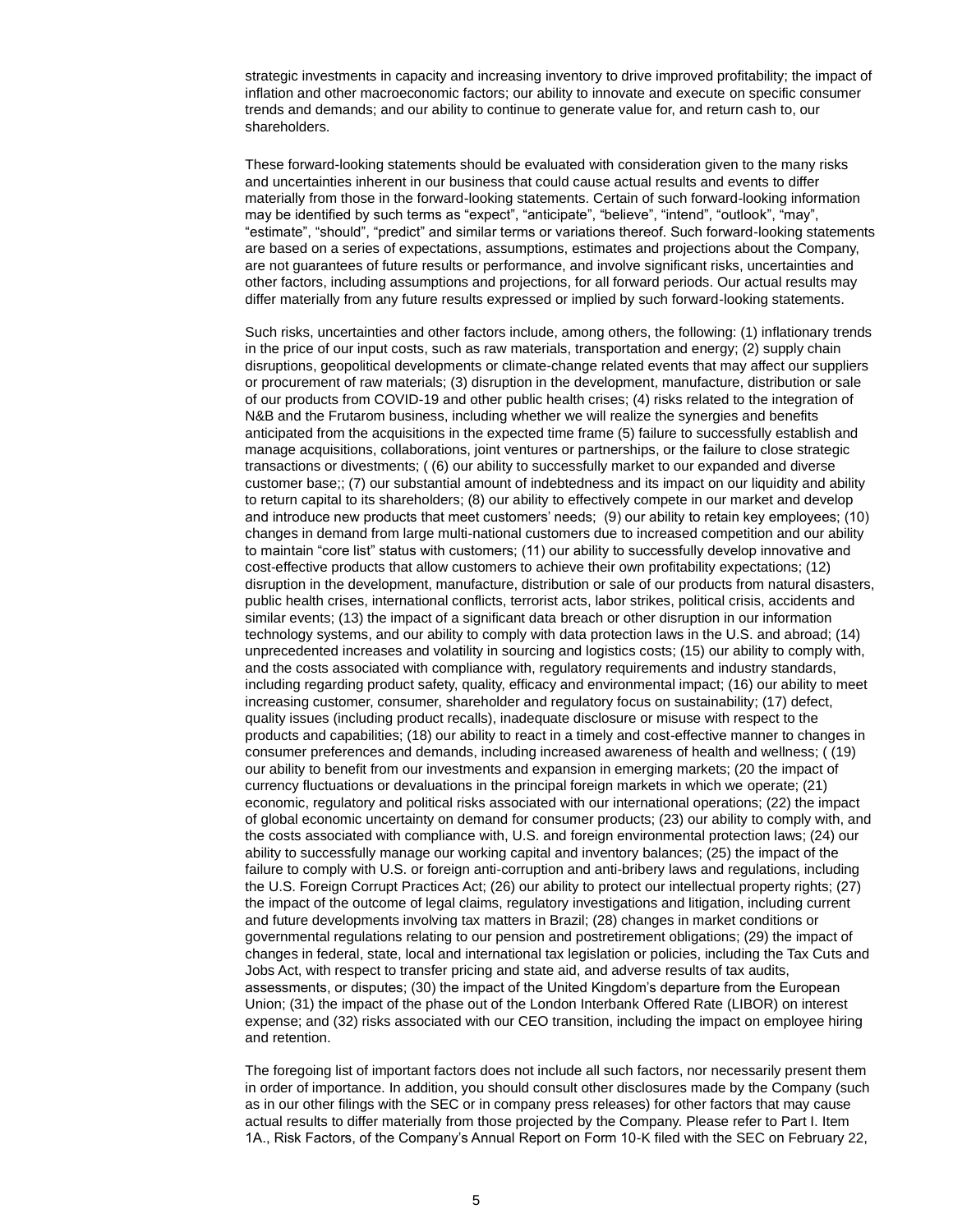strategic investments in capacity and increasing inventory to drive improved profitability; the impact of inflation and other macroeconomic factors; our ability to innovate and execute on specific consumer trends and demands; and our ability to continue to generate value for, and return cash to, our shareholders.

These forward-looking statements should be evaluated with consideration given to the many risks and uncertainties inherent in our business that could cause actual results and events to differ materially from those in the forward-looking statements. Certain of such forward-looking information may be identified by such terms as "expect", "anticipate", "believe", "intend", "outlook", "may", "estimate", "should", "predict" and similar terms or variations thereof. Such forward-looking statements are based on a series of expectations, assumptions, estimates and projections about the Company, are not guarantees of future results or performance, and involve significant risks, uncertainties and other factors, including assumptions and projections, for all forward periods. Our actual results may differ materially from any future results expressed or implied by such forward-looking statements.

Such risks, uncertainties and other factors include, among others, the following: (1) inflationary trends in the price of our input costs, such as raw materials, transportation and energy; (2) supply chain disruptions, geopolitical developments or climate-change related events that may affect our suppliers or procurement of raw materials; (3) disruption in the development, manufacture, distribution or sale of our products from COVID-19 and other public health crises; (4) risks related to the integration of N&B and the Frutarom business, including whether we will realize the synergies and benefits anticipated from the acquisitions in the expected time frame (5) failure to successfully establish and manage acquisitions, collaborations, joint ventures or partnerships, or the failure to close strategic transactions or divestments; ( (6) our ability to successfully market to our expanded and diverse customer base;; (7) our substantial amount of indebtedness and its impact on our liquidity and ability to return capital to its shareholders; (8) our ability to effectively compete in our market and develop and introduce new products that meet customers' needs; (9) our ability to retain key employees; (10) changes in demand from large multi-national customers due to increased competition and our ability to maintain "core list" status with customers; (11) our ability to successfully develop innovative and cost-effective products that allow customers to achieve their own profitability expectations; (12) disruption in the development, manufacture, distribution or sale of our products from natural disasters, public health crises, international conflicts, terrorist acts, labor strikes, political crisis, accidents and similar events; (13) the impact of a significant data breach or other disruption in our information technology systems, and our ability to comply with data protection laws in the U.S. and abroad; (14) unprecedented increases and volatility in sourcing and logistics costs; (15) our ability to comply with, and the costs associated with compliance with, regulatory requirements and industry standards, including regarding product safety, quality, efficacy and environmental impact; (16) our ability to meet increasing customer, consumer, shareholder and regulatory focus on sustainability; (17) defect, quality issues (including product recalls), inadequate disclosure or misuse with respect to the products and capabilities; (18) our ability to react in a timely and cost-effective manner to changes in consumer preferences and demands, including increased awareness of health and wellness; ( (19) our ability to benefit from our investments and expansion in emerging markets; (20 the impact of currency fluctuations or devaluations in the principal foreign markets in which we operate; (21) economic, regulatory and political risks associated with our international operations; (22) the impact of global economic uncertainty on demand for consumer products; (23) our ability to comply with, and the costs associated with compliance with, U.S. and foreign environmental protection laws; (24) our ability to successfully manage our working capital and inventory balances; (25) the impact of the failure to comply with U.S. or foreign anti-corruption and anti-bribery laws and regulations, including the U.S. Foreign Corrupt Practices Act; (26) our ability to protect our intellectual property rights; (27) the impact of the outcome of legal claims, regulatory investigations and litigation, including current and future developments involving tax matters in Brazil; (28) changes in market conditions or governmental regulations relating to our pension and postretirement obligations; (29) the impact of changes in federal, state, local and international tax legislation or policies, including the Tax Cuts and Jobs Act, with respect to transfer pricing and state aid, and adverse results of tax audits, assessments, or disputes; (30) the impact of the United Kingdom's departure from the European Union; (31) the impact of the phase out of the London Interbank Offered Rate (LIBOR) on interest expense; and (32) risks associated with our CEO transition, including the impact on employee hiring and retention.

The foregoing list of important factors does not include all such factors, nor necessarily present them in order of importance. In addition, you should consult other disclosures made by the Company (such as in our other filings with the SEC or in company press releases) for other factors that may cause actual results to differ materially from those projected by the Company. Please refer to Part I. Item 1A., Risk Factors, of the Company's Annual Report on Form 10-K filed with the SEC on February 22,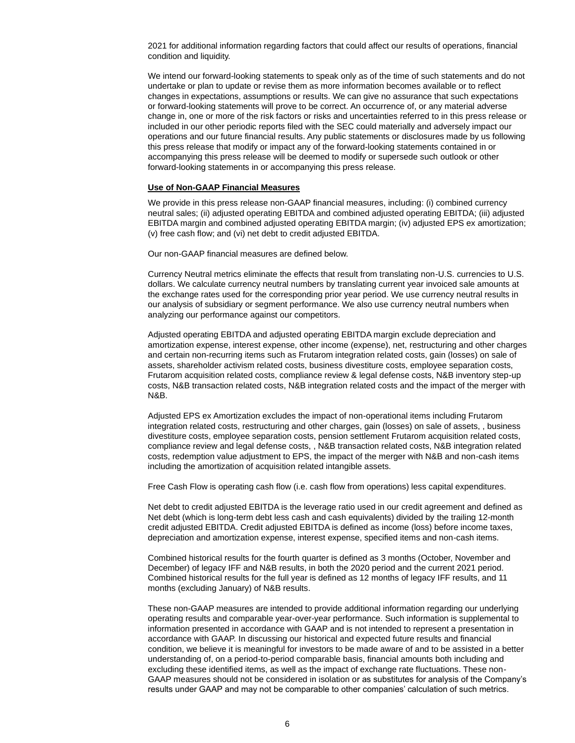2021 for additional information regarding factors that could affect our results of operations, financial condition and liquidity.

We intend our forward-looking statements to speak only as of the time of such statements and do not undertake or plan to update or revise them as more information becomes available or to reflect changes in expectations, assumptions or results. We can give no assurance that such expectations or forward-looking statements will prove to be correct. An occurrence of, or any material adverse change in, one or more of the risk factors or risks and uncertainties referred to in this press release or included in our other periodic reports filed with the SEC could materially and adversely impact our operations and our future financial results. Any public statements or disclosures made by us following this press release that modify or impact any of the forward-looking statements contained in or accompanying this press release will be deemed to modify or supersede such outlook or other forward-looking statements in or accompanying this press release.

**Use of Non-GAAP Financial Measures**

We provide in this press release non-GAAP financial measures, including: (i) combined currency neutral sales; (ii) adjusted operating EBITDA and combined adjusted operating EBITDA; (iii) adjusted EBITDA margin and combined adjusted operating EBITDA margin; (iv) adjusted EPS ex amortization; (v) free cash flow; and (vi) net debt to credit adjusted EBITDA.

Our non-GAAP financial measures are defined below.

Currency Neutral metrics eliminate the effects that result from translating non-U.S. currencies to U.S. dollars. We calculate currency neutral numbers by translating current year invoiced sale amounts at the exchange rates used for the corresponding prior year period. We use currency neutral results in our analysis of subsidiary or segment performance. We also use currency neutral numbers when analyzing our performance against our competitors.

Adjusted operating EBITDA and adjusted operating EBITDA margin exclude depreciation and amortization expense, interest expense, other income (expense), net, restructuring and other charges and certain non-recurring items such as Frutarom integration related costs, gain (losses) on sale of assets, shareholder activism related costs, business divestiture costs, employee separation costs, Frutarom acquisition related costs, compliance review & legal defense costs, N&B inventory step-up costs, N&B transaction related costs, N&B integration related costs and the impact of the merger with N&B.

Adjusted EPS ex Amortization excludes the impact of non-operational items including Frutarom integration related costs, restructuring and other charges, gain (losses) on sale of assets, , business divestiture costs, employee separation costs, pension settlement Frutarom acquisition related costs, compliance review and legal defense costs, , N&B transaction related costs, N&B integration related costs, redemption value adjustment to EPS, the impact of the merger with N&B and non-cash items including the amortization of acquisition related intangible assets.

Free Cash Flow is operating cash flow (i.e. cash flow from operations) less capital expenditures.

Net debt to credit adjusted EBITDA is the leverage ratio used in our credit agreement and defined as Net debt (which is long-term debt less cash and cash equivalents) divided by the trailing 12-month credit adjusted EBITDA. Credit adjusted EBITDA is defined as income (loss) before income taxes, depreciation and amortization expense, interest expense, specified items and non-cash items.

Combined historical results for the fourth quarter is defined as 3 months (October, November and December) of legacy IFF and N&B results, in both the 2020 period and the current 2021 period. Combined historical results for the full year is defined as 12 months of legacy IFF results, and 11 months (excluding January) of N&B results.

These non-GAAP measures are intended to provide additional information regarding our underlying operating results and comparable year-over-year performance. Such information is supplemental to information presented in accordance with GAAP and is not intended to represent a presentation in accordance with GAAP. In discussing our historical and expected future results and financial condition, we believe it is meaningful for investors to be made aware of and to be assisted in a better understanding of, on a period-to-period comparable basis, financial amounts both including and excluding these identified items, as well as the impact of exchange rate fluctuations. These non-GAAP measures should not be considered in isolation or as substitutes for analysis of the Company's results under GAAP and may not be comparable to other companies' calculation of such metrics.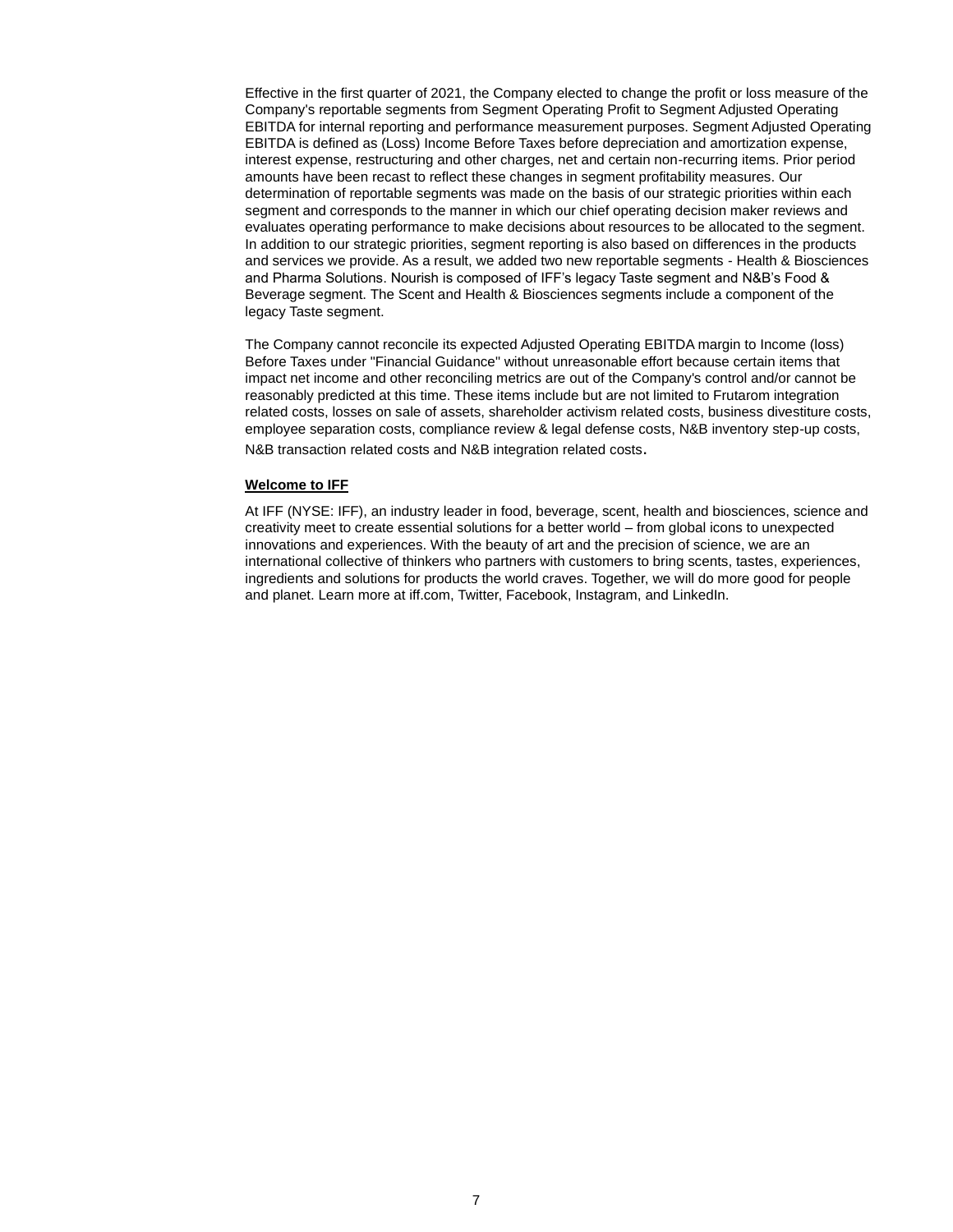Effective in the first quarter of 2021, the Company elected to change the profit or loss measure of the Company's reportable segments from Segment Operating Profit to Segment Adjusted Operating EBITDA for internal reporting and performance measurement purposes. Segment Adjusted Operating EBITDA is defined as (Loss) Income Before Taxes before depreciation and amortization expense, interest expense, restructuring and other charges, net and certain non-recurring items. Prior period amounts have been recast to reflect these changes in segment profitability measures. Our determination of reportable segments was made on the basis of our strategic priorities within each segment and corresponds to the manner in which our chief operating decision maker reviews and evaluates operating performance to make decisions about resources to be allocated to the segment. In addition to our strategic priorities, segment reporting is also based on differences in the products and services we provide. As a result, we added two new reportable segments - Health & Biosciences and Pharma Solutions. Nourish is composed of IFF's legacy Taste segment and N&B's Food & Beverage segment. The Scent and Health & Biosciences segments include a component of the legacy Taste segment.

The Company cannot reconcile its expected Adjusted Operating EBITDA margin to Income (loss) Before Taxes under "Financial Guidance" without unreasonable effort because certain items that impact net income and other reconciling metrics are out of the Company's control and/or cannot be reasonably predicted at this time. These items include but are not limited to Frutarom integration related costs, losses on sale of assets, shareholder activism related costs, business divestiture costs, employee separation costs, compliance review & legal defense costs, N&B inventory step-up costs, N&B transaction related costs and N&B integration related costs.

**Welcome to IFF**

At IFF (NYSE: IFF), an industry leader in food, beverage, scent, health and biosciences, science and creativity meet to create essential solutions for a better world – from global icons to unexpected innovations and experiences. With the beauty of art and the precision of science, we are an international collective of thinkers who partners with customers to bring scents, tastes, experiences, ingredients and solutions for products the world craves. Together, we will do more good for people and planet. Learn more at iff.com, Twitter, Facebook, Instagram, and LinkedIn.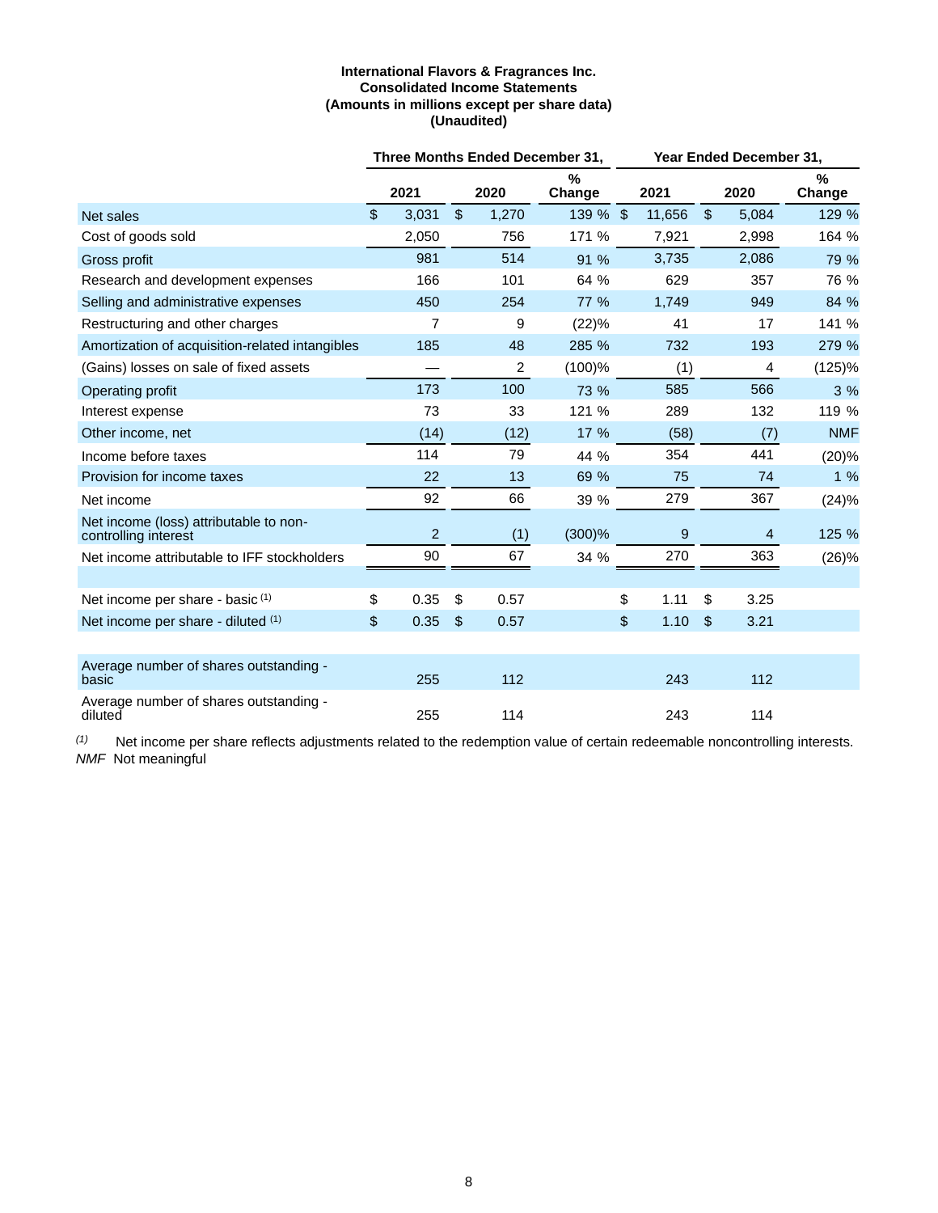**International Flavors & Fragrances Inc.**
**Consolidated Income Statements**
**(Amounts in millions except per share data)**
**(Unaudited)**

| | Three Months Ended December 31, | | | Year Ended December 31, | | |
|---|---|---|---|---|---|---|
| | 2021 | 2020 | % Change | 2021 | 2020 | % Change |
| Net sales | $ 3,031 | $ 1,270 | 139 % | $ 11,656 | $ 5,084 | 129 % |
| Cost of goods sold | 2,050 | 756 | 171 % | 7,921 | 2,998 | 164 % |
| Gross profit | 981 | 514 | 91 % | 3,735 | 2,086 | 79 % |
| Research and development expenses | 166 | 101 | 64 % | 629 | 357 | 76 % |
| Selling and administrative expenses | 450 | 254 | 77 % | 1,749 | 949 | 84 % |
| Restructuring and other charges | 7 | 9 | (22)% | 41 | 17 | 141 % |
| Amortization of acquisition-related intangibles | 185 | 48 | 285 % | 732 | 193 | 279 % |
| (Gains) losses on sale of fixed assets | — | 2 | (100)% | (1) | 4 | (125)% |
| Operating profit | 173 | 100 | 73 % | 585 | 566 | 3 % |
| Interest expense | 73 | 33 | 121 % | 289 | 132 | 119 % |
| Other income, net | (14) | (12) | 17 % | (58) | (7) | NMF |
| Income before taxes | 114 | 79 | 44 % | 354 | 441 | (20)% |
| Provision for income taxes | 22 | 13 | 69 % | 75 | 74 | 1 % |
| Net income | 92 | 66 | 39 % | 279 | 367 | (24)% |
| Net income (loss) attributable to non-controlling interest | 2 | (1) | (300)% | 9 | 4 | 125 % |
| Net income attributable to IFF stockholders | 90 | 67 | 34 % | 270 | 363 | (26)% |
| | | | | | | |
| Net income per share - basic [1] | $ 0.35 | $ 0.57 | | $ 1.11 | $ 3.25 | |
| Net income per share - diluted [1] | $ 0.35 | $ 0.57 | | $ 1.10 | $ 3.21 | |
| | | | | | | |
| Average number of shares outstanding - basic | 255 | 112 | | 243 | 112 | |
| Average number of shares outstanding - diluted | 255 | 114 | | 243 | 114 | |

*(1)* Net income per share reflects adjustments related to the redemption value of certain redeemable noncontrolling interests.
*NMF* Not meaningful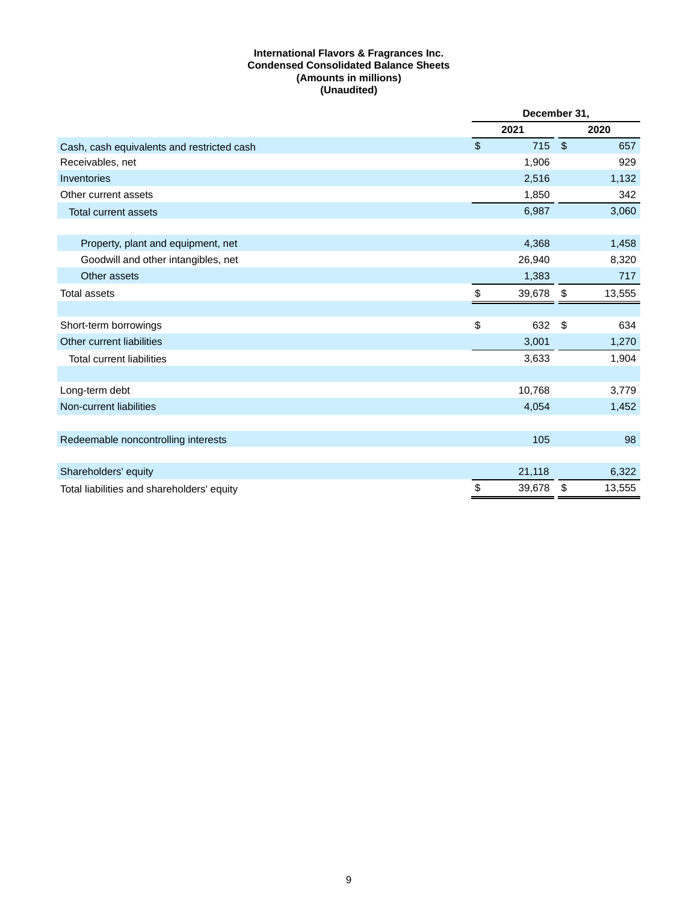**International Flavors & Fragrances Inc.**
**Condensed Consolidated Balance Sheets**
**(Amounts in millions)**
**(Unaudited)**

| | December 31, | |
|---|---|---|
| | 2021 | 2020 |
| Cash, cash equivalents and restricted cash | $ 715 | $ 657 |
| Receivables, net | 1,906 | 929 |
| Inventories | 2,516 | 1,132 |
| Other current assets | 1,850 | 342 |
| Total current assets | 6,987 | 3,060 |
| | | |
| Property, plant and equipment, net | 4,368 | 1,458 |
| Goodwill and other intangibles, net | 26,940 | 8,320 |
| Other assets | 1,383 | 717 |
| Total assets | $ 39,678 | $ 13,555 |
| | | |
| Short-term borrowings | $ 632 | $ 634 |
| Other current liabilities | 3,001 | 1,270 |
| Total current liabilities | 3,633 | 1,904 |
| | | |
| Long-term debt | 10,768 | 3,779 |
| Non-current liabilities | 4,054 | 1,452 |
| | | |
| Redeemable noncontrolling interests | 105 | 98 |
| | | |
| Shareholders' equity | 21,118 | 6,322 |
| Total liabilities and shareholders' equity | $ 39,678 | $ 13,555 |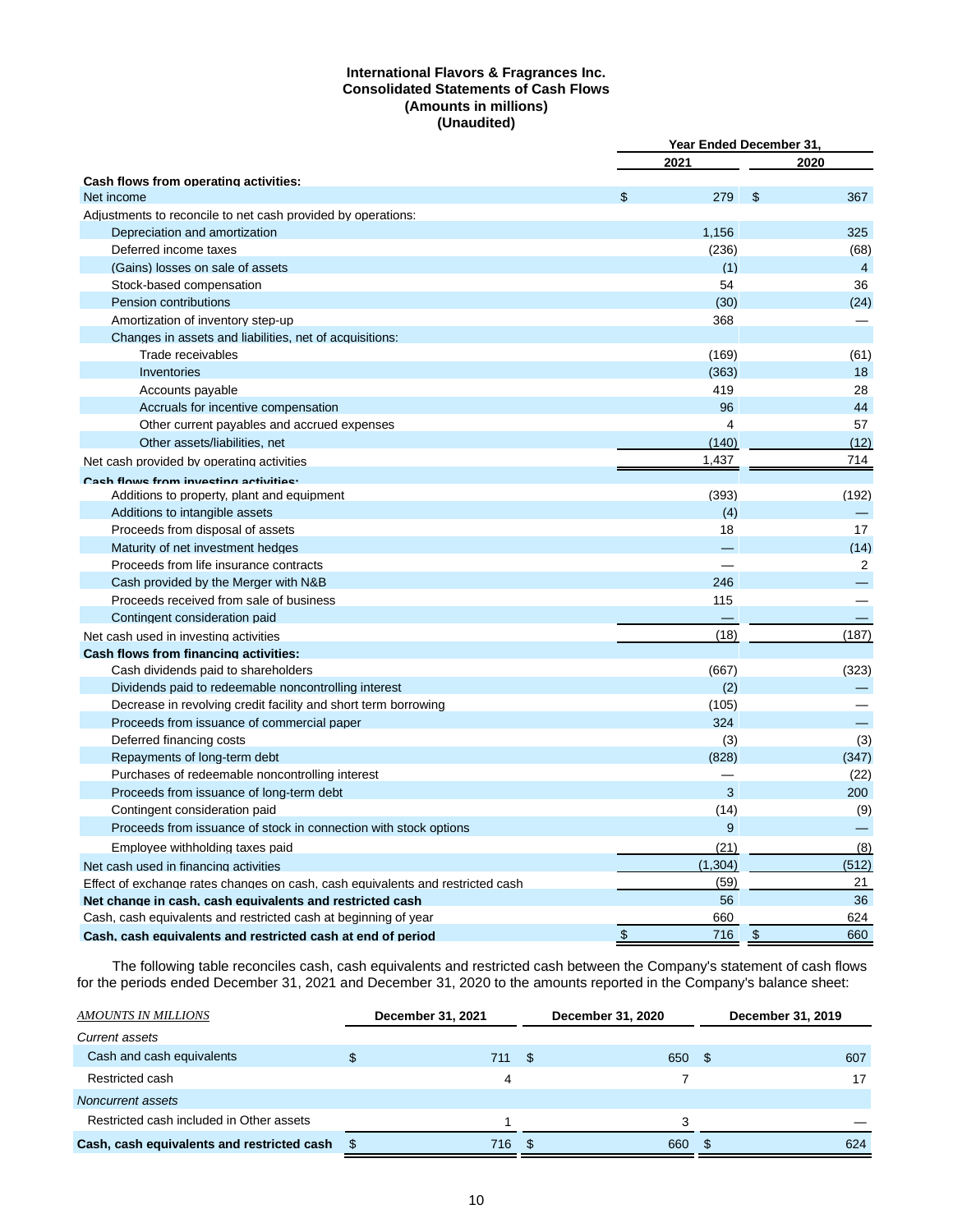**International Flavors & Fragrances Inc.**
**Consolidated Statements of Cash Flows**
**(Amounts in millions)**
**(Unaudited)**

| | Year Ended December 31, | |
|---|---|---|
| | 2021 | 2020 |
| **Cash flows from operating activities:** | | |
| Net income | $ 279 | $ 367 |
| Adjustments to reconcile to net cash provided by operations: | | |
| Depreciation and amortization | 1,156 | 325 |
| Deferred income taxes | (236) | (68) |
| (Gains) losses on sale of assets | (1) | 4 |
| Stock-based compensation | 54 | 36 |
| Pension contributions | (30) | (24) |
| Amortization of inventory step-up | 368 | — |
| Changes in assets and liabilities, net of acquisitions: | | |
| Trade receivables | (169) | (61) |
| Inventories | (363) | 18 |
| Accounts payable | 419 | 28 |
| Accruals for incentive compensation | 96 | 44 |
| Other current payables and accrued expenses | 4 | 57 |
| Other assets/liabilities, net | (140) | (12) |
| Net cash provided by operating activities | 1,437 | 714 |
| **Cash flows from investing activities:** | | |
| Additions to property, plant and equipment | (393) | (192) |
| Additions to intangible assets | (4) | — |
| Proceeds from disposal of assets | 18 | 17 |
| Maturity of net investment hedges | — | (14) |
| Proceeds from life insurance contracts | — | 2 |
| Cash provided by the Merger with N&B | 246 | — |
| Proceeds received from sale of business | 115 | — |
| Contingent consideration paid | — | — |
| Net cash used in investing activities | (18) | (187) |
| **Cash flows from financing activities:** | | |
| Cash dividends paid to shareholders | (667) | (323) |
| Dividends paid to redeemable noncontrolling interest | (2) | — |
| Decrease in revolving credit facility and short term borrowing | (105) | — |
| Proceeds from issuance of commercial paper | 324 | — |
| Deferred financing costs | (3) | (3) |
| Repayments of long-term debt | (828) | (347) |
| Purchases of redeemable noncontrolling interest | — | (22) |
| Proceeds from issuance of long-term debt | 3 | 200 |
| Contingent consideration paid | (14) | (9) |
| Proceeds from issuance of stock in connection with stock options | 9 | — |
| Employee withholding taxes paid | (21) | (8) |
| Net cash used in financing activities | (1,304) | (512) |
| Effect of exchange rates changes on cash, cash equivalents and restricted cash | (59) | 21 |
| **Net change in cash, cash equivalents and restricted cash** | 56 | 36 |
| Cash, cash equivalents and restricted cash at beginning of year | 660 | 624 |
| **Cash, cash equivalents and restricted cash at end of period** | $ 716 | $ 660 |

The following table reconciles cash, cash equivalents and restricted cash between the Company's statement of cash flows for the periods ended December 31, 2021 and December 31, 2020 to the amounts reported in the Company's balance sheet:

| *AMOUNTS IN MILLIONS* | December 31, 2021 | December 31, 2020 | December 31, 2019 |
|---|---|---|---|
| *Current assets* | | | |
| Cash and cash equivalents | $ 711 | $ 650 | $ 607 |
| Restricted cash | 4 | 7 | 17 |
| *Noncurrent assets* | | | |
| Restricted cash included in Other assets | 1 | 3 | — |
| **Cash, cash equivalents and restricted cash** | $ 716 | $ 660 | $ 624 |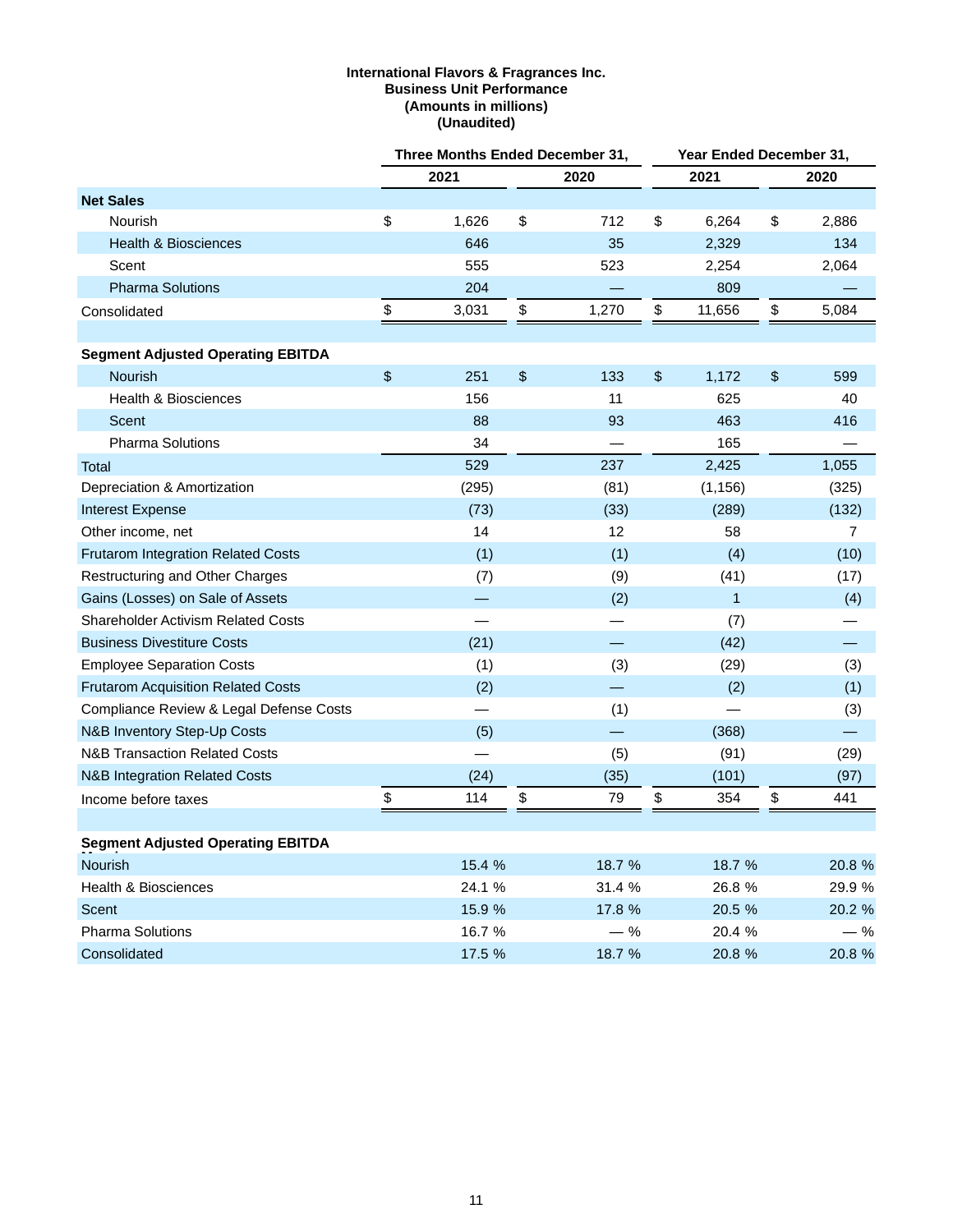**International Flavors & Fragrances Inc.**
**Business Unit Performance**
**(Amounts in millions)**
**(Unaudited)**

| | Three Months Ended December 31, | | Year Ended December 31, | |
|---|---|---|---|---|
| | 2021 | 2020 | 2021 | 2020 |
| **Net Sales** | | | | |
| Nourish | $ 1,626 | $ 712 | $ 6,264 | $ 2,886 |
| Health & Biosciences | 646 | 35 | 2,329 | 134 |
| Scent | 555 | 523 | 2,254 | 2,064 |
| Pharma Solutions | 204 | — | 809 | — |
| Consolidated | $ 3,031 | $ 1,270 | $ 11,656 | $ 5,084 |
| | | | | |
| **Segment Adjusted Operating EBITDA** | | | | |
| Nourish | $ 251 | $ 133 | $ 1,172 | $ 599 |
| Health & Biosciences | 156 | 11 | 625 | 40 |
| Scent | 88 | 93 | 463 | 416 |
| Pharma Solutions | 34 | — | 165 | — |
| Total | 529 | 237 | 2,425 | 1,055 |
| Depreciation & Amortization | (295) | (81) | (1,156) | (325) |
| Interest Expense | (73) | (33) | (289) | (132) |
| Other income, net | 14 | 12 | 58 | 7 |
| Frutarom Integration Related Costs | (1) | (1) | (4) | (10) |
| Restructuring and Other Charges | (7) | (9) | (41) | (17) |
| Gains (Losses) on Sale of Assets | — | (2) | 1 | (4) |
| Shareholder Activism Related Costs | — | — | (7) | — |
| Business Divestiture Costs | (21) | — | (42) | — |
| Employee Separation Costs | (1) | (3) | (29) | (3) |
| Frutarom Acquisition Related Costs | (2) | — | (2) | (1) |
| Compliance Review & Legal Defense Costs | — | (1) | — | (3) |
| N&B Inventory Step-Up Costs | (5) | — | (368) | — |
| N&B Transaction Related Costs | — | (5) | (91) | (29) |
| N&B Integration Related Costs | (24) | (35) | (101) | (97) |
| Income before taxes | $ 114 | $ 79 | $ 354 | $ 441 |
| | | | | |
| **Segment Adjusted Operating EBITDA Margin** | | | | |
| Nourish | 15.4 % | 18.7 % | 18.7 % | 20.8 % |
| Health & Biosciences | 24.1 % | 31.4 % | 26.8 % | 29.9 % |
| Scent | 15.9 % | 17.8 % | 20.5 % | 20.2 % |
| Pharma Solutions | 16.7 % | — % | 20.4 % | — % |
| Consolidated | 17.5 % | 18.7 % | 20.8 % | 20.8 % |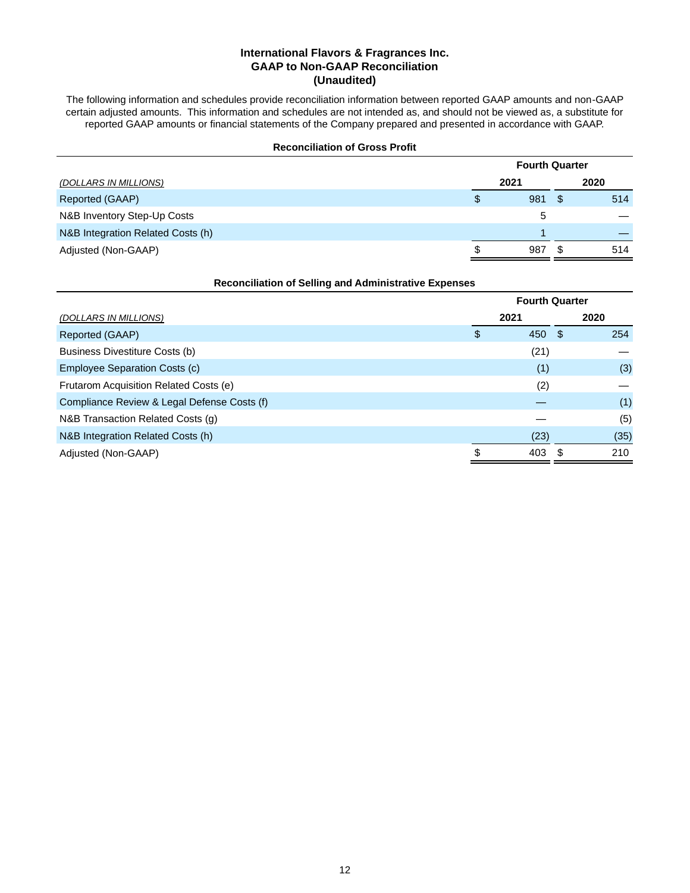# International Flavors & Fragrances Inc.
## GAAP to Non-GAAP Reconciliation
## (Unaudited)

The following information and schedules provide reconciliation information between reported GAAP amounts and non-GAAP certain adjusted amounts. This information and schedules are not intended as, and should not be viewed as, a substitute for reported GAAP amounts or financial statements of the Company prepared and presented in accordance with GAAP.

### Reconciliation of Gross Profit

| | Fourth Quarter | |
|---|---|---|
| *(DOLLARS IN MILLIONS)* | 2021 | 2020 |
| Reported (GAAP) | $ 981 | $ 514 |
| N&B Inventory Step-Up Costs | 5 | — |
| N&B Integration Related Costs (h) | 1 | — |
| Adjusted (Non-GAAP) | $ 987 | $ 514 |

### Reconciliation of Selling and Administrative Expenses

| | Fourth Quarter | |
|---|---|---|
| *(DOLLARS IN MILLIONS)* | 2021 | 2020 |
| Reported (GAAP) | $ 450 | $ 254 |
| Business Divestiture Costs (b) | (21) | — |
| Employee Separation Costs (c) | (1) | (3) |
| Frutarom Acquisition Related Costs (e) | (2) | — |
| Compliance Review & Legal Defense Costs (f) | — | (1) |
| N&B Transaction Related Costs (g) | — | (5) |
| N&B Integration Related Costs (h) | (23) | (35) |
| Adjusted (Non-GAAP) | $ 403 | $ 210 |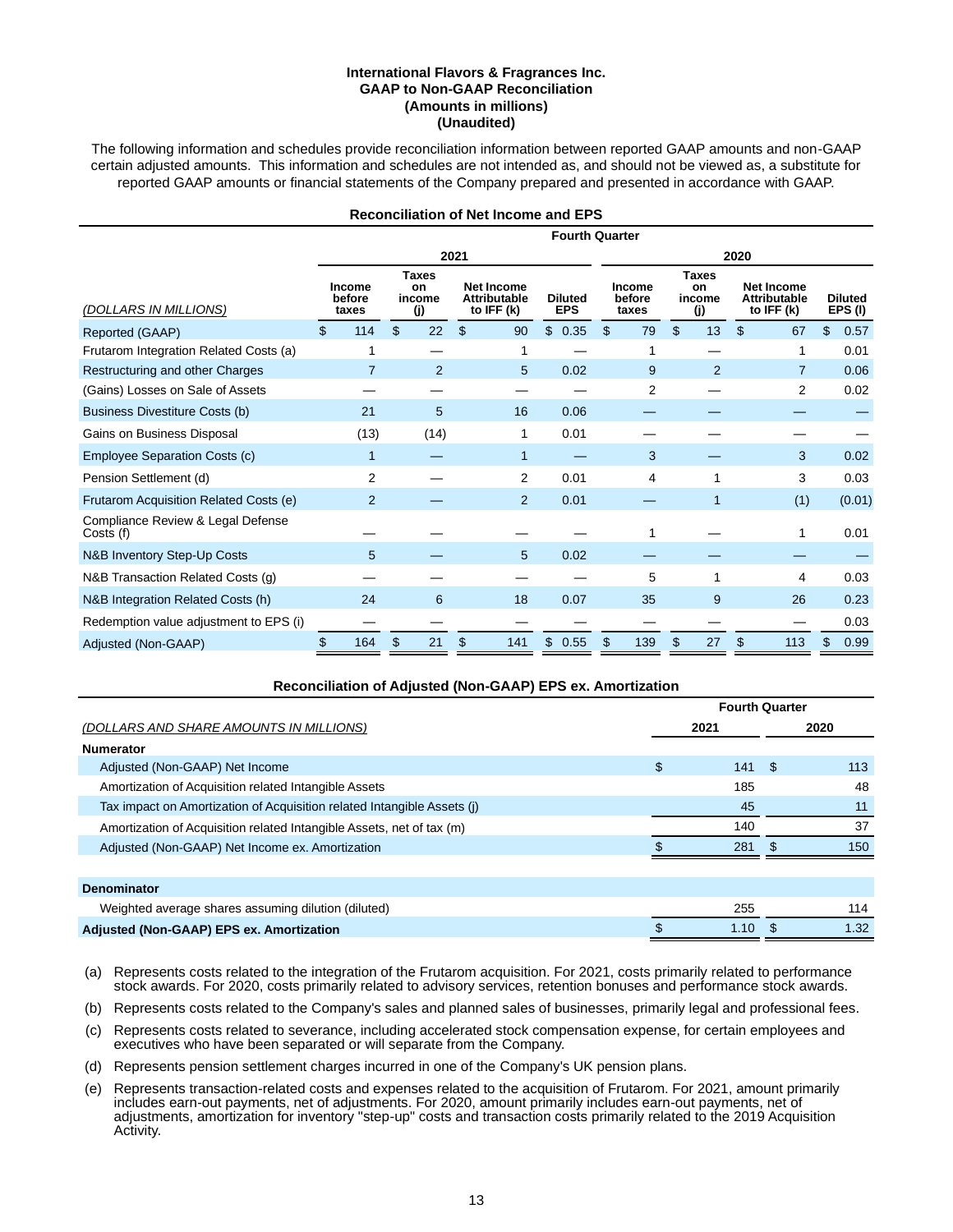**International Flavors & Fragrances Inc.**
**GAAP to Non-GAAP Reconciliation**
**(Amounts in millions)**
**(Unaudited)**

The following information and schedules provide reconciliation information between reported GAAP amounts and non-GAAP certain adjusted amounts. This information and schedules are not intended as, and should not be viewed as, a substitute for reported GAAP amounts or financial statements of the Company prepared and presented in accordance with GAAP.

**Reconciliation of Net Income and EPS**

| | Fourth Quarter | | | | | | | |
|---|---|---|---|---|---|---|---|---|
| | 2021 | | | | 2020 | | | |
| *(DOLLARS IN MILLIONS)* | Income before taxes | Taxes on income (j) | Net Income Attributable to IFF (k) | Diluted EPS | Income before taxes | Taxes on income (j) | Net Income Attributable to IFF (k) | Diluted EPS (l) |
| Reported (GAAP) | $ 114 | $ 22 | $ 90 | $ 0.35 | $ 79 | $ 13 | $ 67 | $ 0.57 |
| Frutarom Integration Related Costs (a) | 1 | — | 1 | — | 1 | — | 1 | 0.01 |
| Restructuring and other Charges | 7 | 2 | 5 | 0.02 | 9 | 2 | 7 | 0.06 |
| (Gains) Losses on Sale of Assets | — | — | — | — | 2 | — | 2 | 0.02 |
| Business Divestiture Costs (b) | 21 | 5 | 16 | 0.06 | — | — | — | — |
| Gains on Business Disposal | (13) | (14) | 1 | 0.01 | — | — | — | — |
| Employee Separation Costs (c) | 1 | — | 1 | — | 3 | — | 3 | 0.02 |
| Pension Settlement (d) | 2 | — | 2 | 0.01 | 4 | 1 | 3 | 0.03 |
| Frutarom Acquisition Related Costs (e) | 2 | — | 2 | 0.01 | — | 1 | (1) | (0.01) |
| Compliance Review & Legal Defense Costs (f) | — | — | — | — | 1 | — | 1 | 0.01 |
| N&B Inventory Step-Up Costs | 5 | — | 5 | 0.02 | — | — | — | — |
| N&B Transaction Related Costs (g) | — | — | — | — | 5 | 1 | 4 | 0.03 |
| N&B Integration Related Costs (h) | 24 | 6 | 18 | 0.07 | 35 | 9 | 26 | 0.23 |
| Redemption value adjustment to EPS (i) | — | — | — | — | — | — | — | 0.03 |
| Adjusted (Non-GAAP) | $ 164 | $ 21 | $ 141 | $ 0.55 | $ 139 | $ 27 | $ 113 | $ 0.99 |

**Reconciliation of Adjusted (Non-GAAP) EPS ex. Amortization**

| | Fourth Quarter | |
|---|---|---|
| *(DOLLARS AND SHARE AMOUNTS IN MILLIONS)* | 2021 | 2020 |
| **Numerator** | | |
| Adjusted (Non-GAAP) Net Income | $ 141 | $ 113 |
| Amortization of Acquisition related Intangible Assets | 185 | 48 |
| Tax impact on Amortization of Acquisition related Intangible Assets (j) | 45 | 11 |
| Amortization of Acquisition related Intangible Assets, net of tax (m) | 140 | 37 |
| Adjusted (Non-GAAP) Net Income ex. Amortization | $ 281 | $ 150 |
| | | |
| **Denominator** | | |
| Weighted average shares assuming dilution (diluted) | 255 | 114 |
| **Adjusted (Non-GAAP) EPS ex. Amortization** | $ 1.10 | $ 1.32 |

(a) Represents costs related to the integration of the Frutarom acquisition. For 2021, costs primarily related to performance stock awards. For 2020, costs primarily related to advisory services, retention bonuses and performance stock awards.

(b) Represents costs related to the Company's sales and planned sales of businesses, primarily legal and professional fees.

(c) Represents costs related to severance, including accelerated stock compensation expense, for certain employees and executives who have been separated or will separate from the Company.

(d) Represents pension settlement charges incurred in one of the Company's UK pension plans.

(e) Represents transaction-related costs and expenses related to the acquisition of Frutarom. For 2021, amount primarily includes earn-out payments, net of adjustments. For 2020, amount primarily includes earn-out payments, net of adjustments, amortization for inventory "step-up" costs and transaction costs primarily related to the 2019 Acquisition Activity.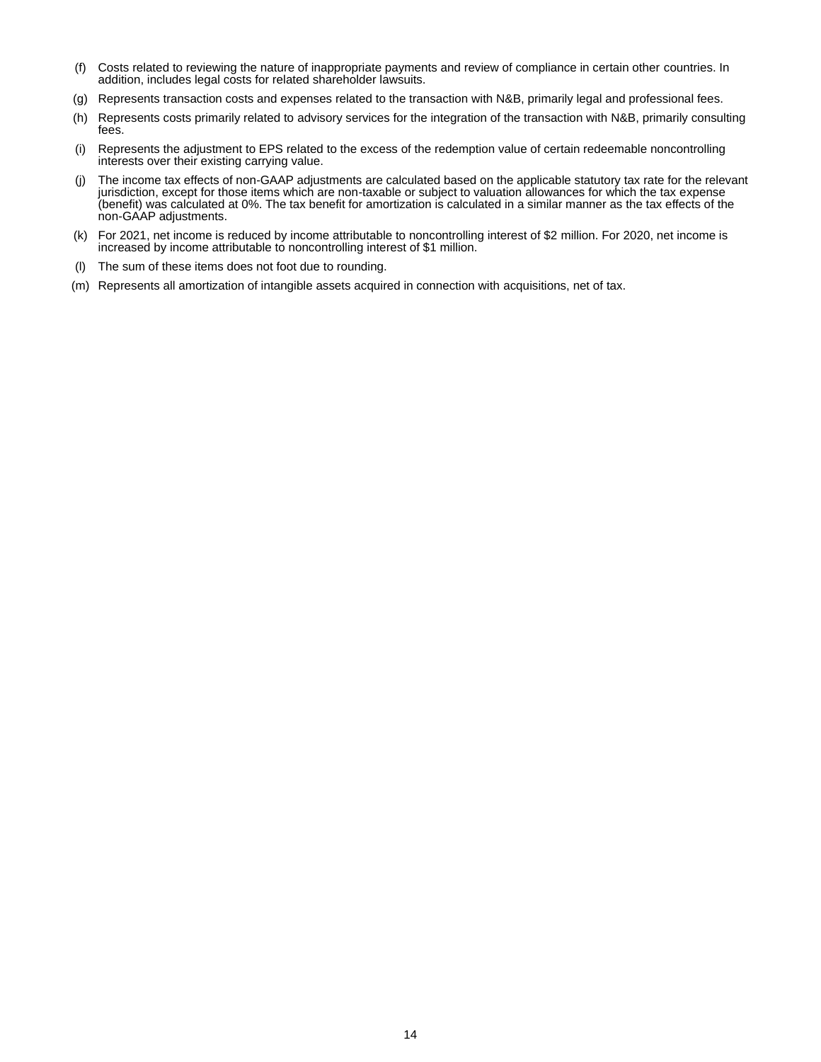(f) Costs related to reviewing the nature of inappropriate payments and review of compliance in certain other countries. In addition, includes legal costs for related shareholder lawsuits.

(g) Represents transaction costs and expenses related to the transaction with N&B, primarily legal and professional fees.

(h) Represents costs primarily related to advisory services for the integration of the transaction with N&B, primarily consulting fees.

(i) Represents the adjustment to EPS related to the excess of the redemption value of certain redeemable noncontrolling interests over their existing carrying value.

(j) The income tax effects of non-GAAP adjustments are calculated based on the applicable statutory tax rate for the relevant jurisdiction, except for those items which are non-taxable or subject to valuation allowances for which the tax expense (benefit) was calculated at 0%. The tax benefit for amortization is calculated in a similar manner as the tax effects of the non-GAAP adjustments.

(k) For 2021, net income is reduced by income attributable to noncontrolling interest of $2 million. For 2020, net income is increased by income attributable to noncontrolling interest of $1 million.

(l) The sum of these items does not foot due to rounding.

(m) Represents all amortization of intangible assets acquired in connection with acquisitions, net of tax.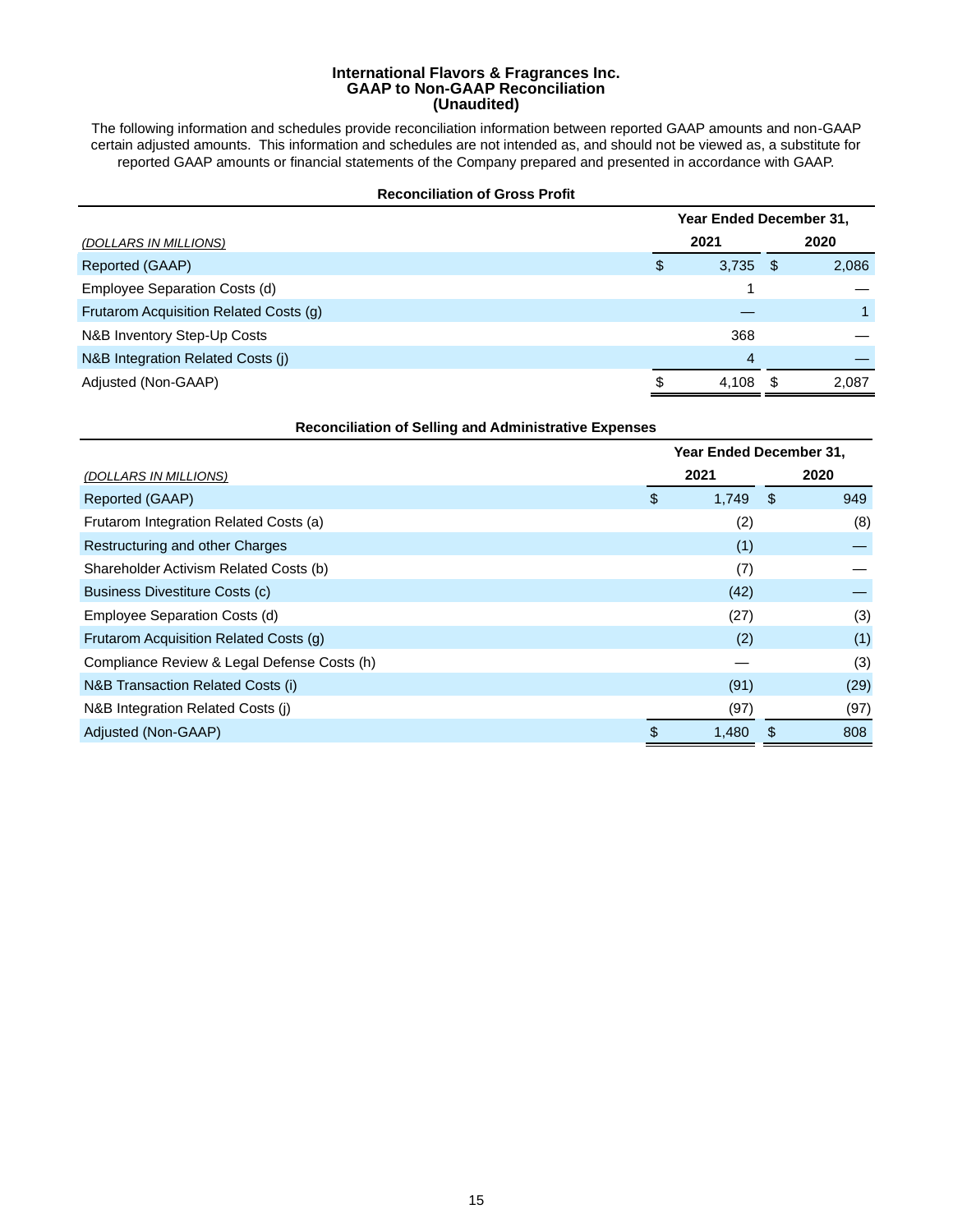# International Flavors & Fragrances Inc.
## GAAP to Non-GAAP Reconciliation
## (Unaudited)

The following information and schedules provide reconciliation information between reported GAAP amounts and non-GAAP certain adjusted amounts. This information and schedules are not intended as, and should not be viewed as, a substitute for reported GAAP amounts or financial statements of the Company prepared and presented in accordance with GAAP.

### Reconciliation of Gross Profit

| | Year Ended December 31, | |
|---|---|---|
| *(DOLLARS IN MILLIONS)* | 2021 | 2020 |
| Reported (GAAP) | $ 3,735 | $ 2,086 |
| Employee Separation Costs (d) | 1 | — |
| Frutarom Acquisition Related Costs (g) | — | 1 |
| N&B Inventory Step-Up Costs | 368 | — |
| N&B Integration Related Costs (j) | 4 | — |
| Adjusted (Non-GAAP) | $ 4,108 | $ 2,087 |

### Reconciliation of Selling and Administrative Expenses

| | Year Ended December 31, | |
|---|---|---|
| *(DOLLARS IN MILLIONS)* | 2021 | 2020 |
| Reported (GAAP) | $ 1,749 | $ 949 |
| Frutarom Integration Related Costs (a) | (2) | (8) |
| Restructuring and other Charges | (1) | — |
| Shareholder Activism Related Costs (b) | (7) | — |
| Business Divestiture Costs (c) | (42) | — |
| Employee Separation Costs (d) | (27) | (3) |
| Frutarom Acquisition Related Costs (g) | (2) | (1) |
| Compliance Review & Legal Defense Costs (h) | — | (3) |
| N&B Transaction Related Costs (i) | (91) | (29) |
| N&B Integration Related Costs (j) | (97) | (97) |
| Adjusted (Non-GAAP) | $ 1,480 | $ 808 |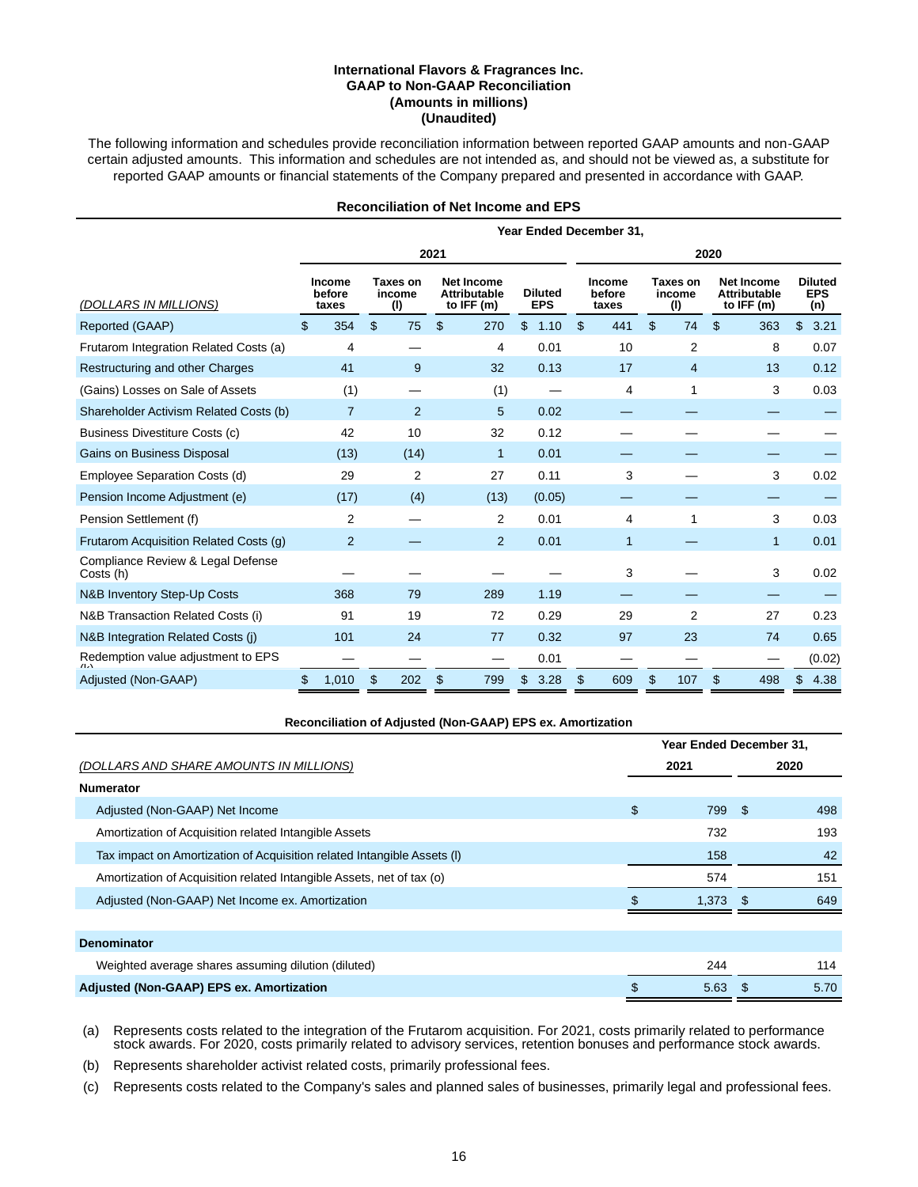**International Flavors & Fragrances Inc.**
**GAAP to Non-GAAP Reconciliation**
**(Amounts in millions)**
**(Unaudited)**

The following information and schedules provide reconciliation information between reported GAAP amounts and non-GAAP certain adjusted amounts. This information and schedules are not intended as, and should not be viewed as, a substitute for reported GAAP amounts or financial statements of the Company prepared and presented in accordance with GAAP.

**Reconciliation of Net Income and EPS**

| | Year Ended December 31, | | | | | | | |
|---|---|---|---|---|---|---|---|---|
| | 2021 | | | | 2020 | | | |
| *(DOLLARS IN MILLIONS)* | Income before taxes | Taxes on income (l) | Net Income Attributable to IFF (m) | Diluted EPS | Income before taxes | Taxes on income (l) | Net Income Attributable to IFF (m) | Diluted EPS (n) |
| Reported (GAAP) | $ 354 | $ 75 | $ 270 | $ 1.10 | $ 441 | $ 74 | $ 363 | $ 3.21 |
| Frutarom Integration Related Costs (a) | 4 | — | 4 | 0.01 | 10 | 2 | 8 | 0.07 |
| Restructuring and other Charges | 41 | 9 | 32 | 0.13 | 17 | 4 | 13 | 0.12 |
| (Gains) Losses on Sale of Assets | (1) | — | (1) | — | 4 | 1 | 3 | 0.03 |
| Shareholder Activism Related Costs (b) | 7 | 2 | 5 | 0.02 | — | — | — | — |
| Business Divestiture Costs (c) | 42 | 10 | 32 | 0.12 | — | — | — | — |
| Gains on Business Disposal | (13) | (14) | 1 | 0.01 | — | — | — | — |
| Employee Separation Costs (d) | 29 | 2 | 27 | 0.11 | 3 | — | 3 | 0.02 |
| Pension Income Adjustment (e) | (17) | (4) | (13) | (0.05) | — | — | — | — |
| Pension Settlement (f) | 2 | — | 2 | 0.01 | 4 | 1 | 3 | 0.03 |
| Frutarom Acquisition Related Costs (g) | 2 | — | 2 | 0.01 | 1 | — | 1 | 0.01 |
| Compliance Review & Legal Defense Costs (h) | — | — | — | — | 3 | — | 3 | 0.02 |
| N&B Inventory Step-Up Costs | 368 | 79 | 289 | 1.19 | — | — | — | — |
| N&B Transaction Related Costs (i) | 91 | 19 | 72 | 0.29 | 29 | 2 | 27 | 0.23 |
| N&B Integration Related Costs (j) | 101 | 24 | 77 | 0.32 | 97 | 23 | 74 | 0.65 |
| Redemption value adjustment to EPS (k) | — | — | — | 0.01 | — | — | — | (0.02) |
| Adjusted (Non-GAAP) | $ 1,010 | $ 202 | $ 799 | $ 3.28 | $ 609 | $ 107 | $ 498 | $ 4.38 |

**Reconciliation of Adjusted (Non-GAAP) EPS ex. Amortization**

| | Year Ended December 31, | |
|---|---|---|
| *(DOLLARS AND SHARE AMOUNTS IN MILLIONS)* | 2021 | 2020 |
| **Numerator** | | |
| Adjusted (Non-GAAP) Net Income | $ 799 | $ 498 |
| Amortization of Acquisition related Intangible Assets | 732 | 193 |
| Tax impact on Amortization of Acquisition related Intangible Assets (l) | 158 | 42 |
| Amortization of Acquisition related Intangible Assets, net of tax (o) | 574 | 151 |
| Adjusted (Non-GAAP) Net Income ex. Amortization | $ 1,373 | $ 649 |
| **Denominator** | | |
| Weighted average shares assuming dilution (diluted) | 244 | 114 |
| **Adjusted (Non-GAAP) EPS ex. Amortization** | $ 5.63 | $ 5.70 |

(a) Represents costs related to the integration of the Frutarom acquisition. For 2021, costs primarily related to performance stock awards. For 2020, costs primarily related to advisory services, retention bonuses and performance stock awards.

(b) Represents shareholder activist related costs, primarily professional fees.

(c) Represents costs related to the Company's sales and planned sales of businesses, primarily legal and professional fees.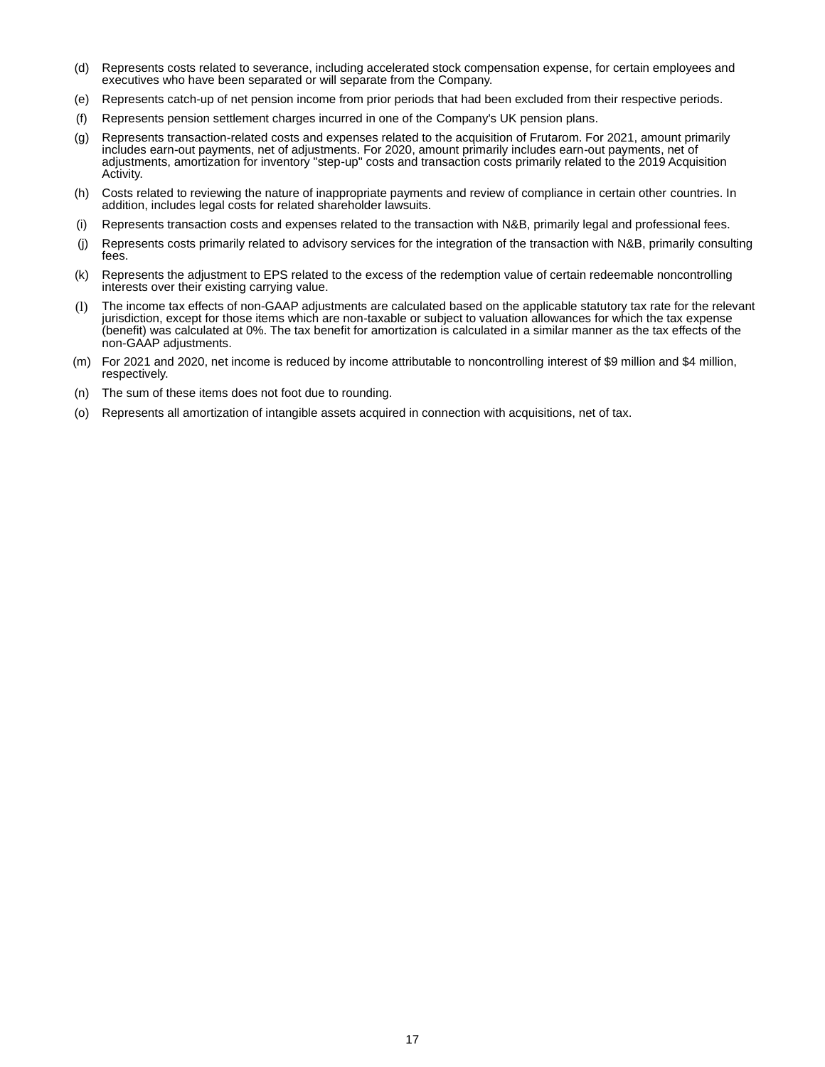(d) Represents costs related to severance, including accelerated stock compensation expense, for certain employees and executives who have been separated or will separate from the Company.

(e) Represents catch-up of net pension income from prior periods that had been excluded from their respective periods.

(f) Represents pension settlement charges incurred in one of the Company's UK pension plans.

(g) Represents transaction-related costs and expenses related to the acquisition of Frutarom. For 2021, amount primarily includes earn-out payments, net of adjustments. For 2020, amount primarily includes earn-out payments, net of adjustments, amortization for inventory "step-up" costs and transaction costs primarily related to the 2019 Acquisition Activity.

(h) Costs related to reviewing the nature of inappropriate payments and review of compliance in certain other countries. In addition, includes legal costs for related shareholder lawsuits.

(i) Represents transaction costs and expenses related to the transaction with N&B, primarily legal and professional fees.

(j) Represents costs primarily related to advisory services for the integration of the transaction with N&B, primarily consulting fees.

(k) Represents the adjustment to EPS related to the excess of the redemption value of certain redeemable noncontrolling interests over their existing carrying value.

(l) The income tax effects of non-GAAP adjustments are calculated based on the applicable statutory tax rate for the relevant jurisdiction, except for those items which are non-taxable or subject to valuation allowances for which the tax expense (benefit) was calculated at 0%. The tax benefit for amortization is calculated in a similar manner as the tax effects of the non-GAAP adjustments.

(m) For 2021 and 2020, net income is reduced by income attributable to noncontrolling interest of $9 million and $4 million, respectively.

(n) The sum of these items does not foot due to rounding.

(o) Represents all amortization of intangible assets acquired in connection with acquisitions, net of tax.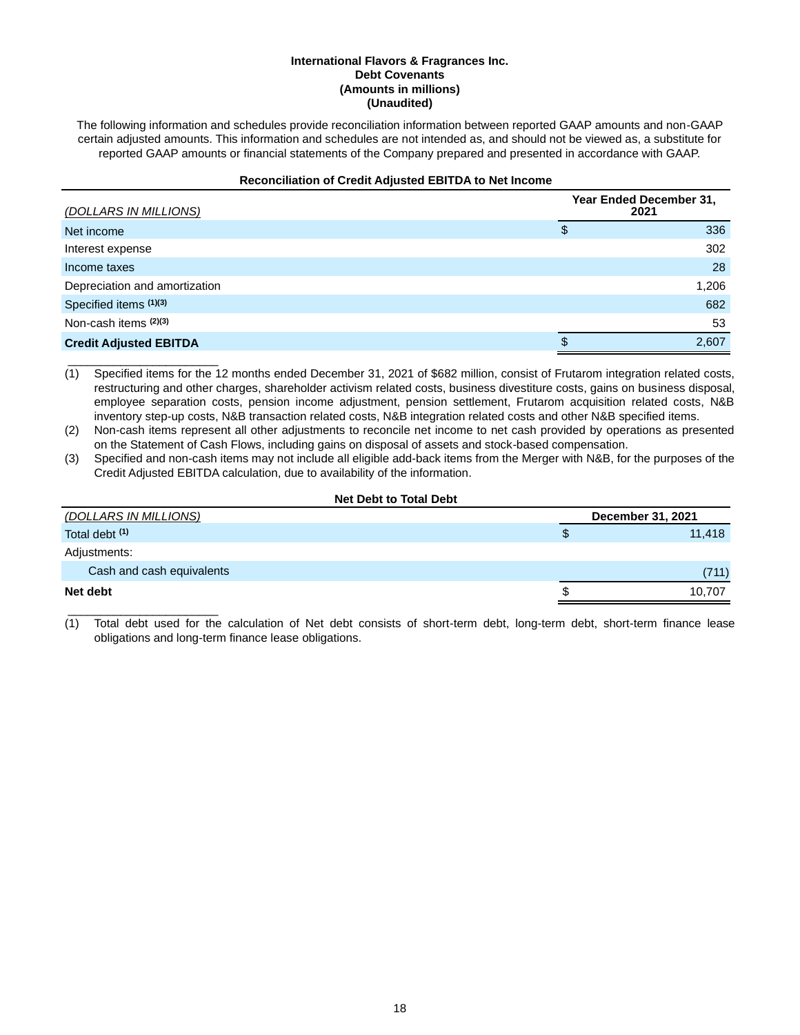**International Flavors & Fragrances Inc.**
**Debt Covenants**
**(Amounts in millions)**
**(Unaudited)**

The following information and schedules provide reconciliation information between reported GAAP amounts and non-GAAP certain adjusted amounts. This information and schedules are not intended as, and should not be viewed as, a substitute for reported GAAP amounts or financial statements of the Company prepared and presented in accordance with GAAP.

**Reconciliation of Credit Adjusted EBITDA to Net Income**

| *(DOLLARS IN MILLIONS)* | Year Ended December 31, 2021 |
|---|---|
| Net income | $ 336 |
| Interest expense | 302 |
| Income taxes | 28 |
| Depreciation and amortization | 1,206 |
| Specified items (1)(3) | 682 |
| Non-cash items (2)(3) | 53 |
| **Credit Adjusted EBITDA** | $ 2,607 |

(1) Specified items for the 12 months ended December 31, 2021 of $682 million, consist of Frutarom integration related costs, restructuring and other charges, shareholder activism related costs, business divestiture costs, gains on business disposal, employee separation costs, pension income adjustment, pension settlement, Frutarom acquisition related costs, N&B inventory step-up costs, N&B transaction related costs, N&B integration related costs and other N&B specified items.

(2) Non-cash items represent all other adjustments to reconcile net income to net cash provided by operations as presented on the Statement of Cash Flows, including gains on disposal of assets and stock-based compensation.

(3) Specified and non-cash items may not include all eligible add-back items from the Merger with N&B, for the purposes of the Credit Adjusted EBITDA calculation, due to availability of the information.

**Net Debt to Total Debt**

| *(DOLLARS IN MILLIONS)* | December 31, 2021 |
|---|---|
| Total debt (1) | $ 11,418 |
| Adjustments: | |
| Cash and cash equivalents | (711) |
| **Net debt** | $ 10,707 |

(1) Total debt used for the calculation of Net debt consists of short-term debt, long-term debt, short-term finance lease obligations and long-term finance lease obligations.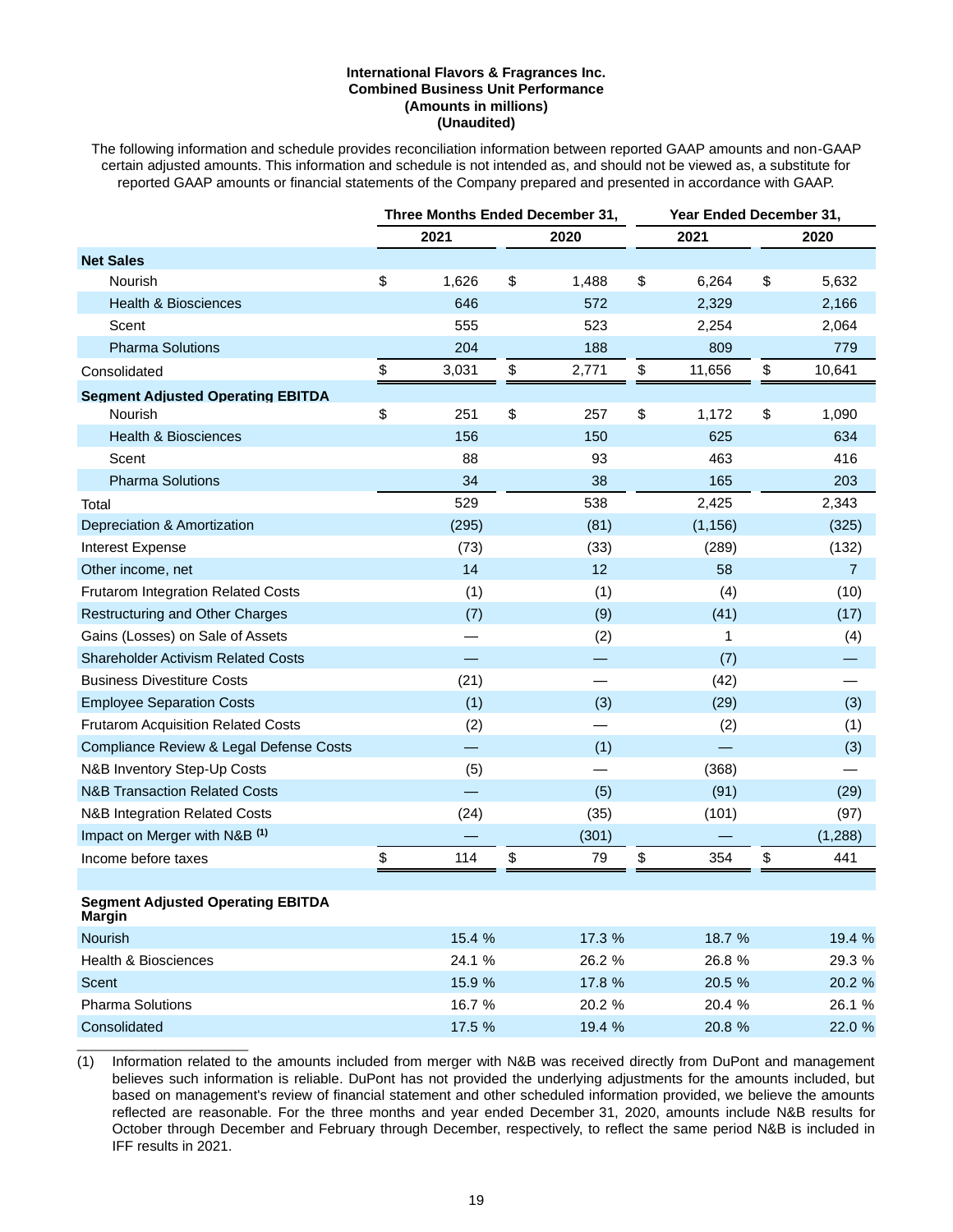**International Flavors & Fragrances Inc.**
**Combined Business Unit Performance**
**(Amounts in millions)**
**(Unaudited)**

The following information and schedule provides reconciliation information between reported GAAP amounts and non-GAAP certain adjusted amounts. This information and schedule is not intended as, and should not be viewed as, a substitute for reported GAAP amounts or financial statements of the Company prepared and presented in accordance with GAAP.

| | Three Months Ended December 31, | | Year Ended December 31, | |
|---|---|---|---|---|
| | 2021 | 2020 | 2021 | 2020 |
| **Net Sales** | | | | |
| Nourish | $ 1,626 | $ 1,488 | $ 6,264 | $ 5,632 |
| Health & Biosciences | 646 | 572 | 2,329 | 2,166 |
| Scent | 555 | 523 | 2,254 | 2,064 |
| Pharma Solutions | 204 | 188 | 809 | 779 |
| Consolidated | $ 3,031 | $ 2,771 | $ 11,656 | $ 10,641 |
| **Segment Adjusted Operating EBITDA** | | | | |
| Nourish | $ 251 | $ 257 | $ 1,172 | $ 1,090 |
| Health & Biosciences | 156 | 150 | 625 | 634 |
| Scent | 88 | 93 | 463 | 416 |
| Pharma Solutions | 34 | 38 | 165 | 203 |
| Total | 529 | 538 | 2,425 | 2,343 |
| Depreciation & Amortization | (295) | (81) | (1,156) | (325) |
| Interest Expense | (73) | (33) | (289) | (132) |
| Other income, net | 14 | 12 | 58 | 7 |
| Frutarom Integration Related Costs | (1) | (1) | (4) | (10) |
| Restructuring and Other Charges | (7) | (9) | (41) | (17) |
| Gains (Losses) on Sale of Assets | — | (2) | 1 | (4) |
| Shareholder Activism Related Costs | — | — | (7) | — |
| Business Divestiture Costs | (21) | — | (42) | — |
| Employee Separation Costs | (1) | (3) | (29) | (3) |
| Frutarom Acquisition Related Costs | (2) | — | (2) | (1) |
| Compliance Review & Legal Defense Costs | — | (1) | — | (3) |
| N&B Inventory Step-Up Costs | (5) | — | (368) | — |
| N&B Transaction Related Costs | — | (5) | (91) | (29) |
| N&B Integration Related Costs | (24) | (35) | (101) | (97) |
| Impact on Merger with N&B [(1)] | — | (301) | — | (1,288) |
| Income before taxes | $ 114 | $ 79 | $ 354 | $ 441 |
| | | | | |
| **Segment Adjusted Operating EBITDA Margin** | | | | |
| Nourish | 15.4 % | 17.3 % | 18.7 % | 19.4 % |
| Health & Biosciences | 24.1 % | 26.2 % | 26.8 % | 29.3 % |
| Scent | 15.9 % | 17.8 % | 20.5 % | 20.2 % |
| Pharma Solutions | 16.7 % | 20.2 % | 20.4 % | 26.1 % |
| Consolidated | 17.5 % | 19.4 % | 20.8 % | 22.0 % |

______________________

(1) Information related to the amounts included from merger with N&B was received directly from DuPont and management believes such information is reliable. DuPont has not provided the underlying adjustments for the amounts included, but based on management's review of financial statement and other scheduled information provided, we believe the amounts reflected are reasonable. For the three months and year ended December 31, 2020, amounts include N&B results for October through December and February through December, respectively, to reflect the same period N&B is included in IFF results in 2021.